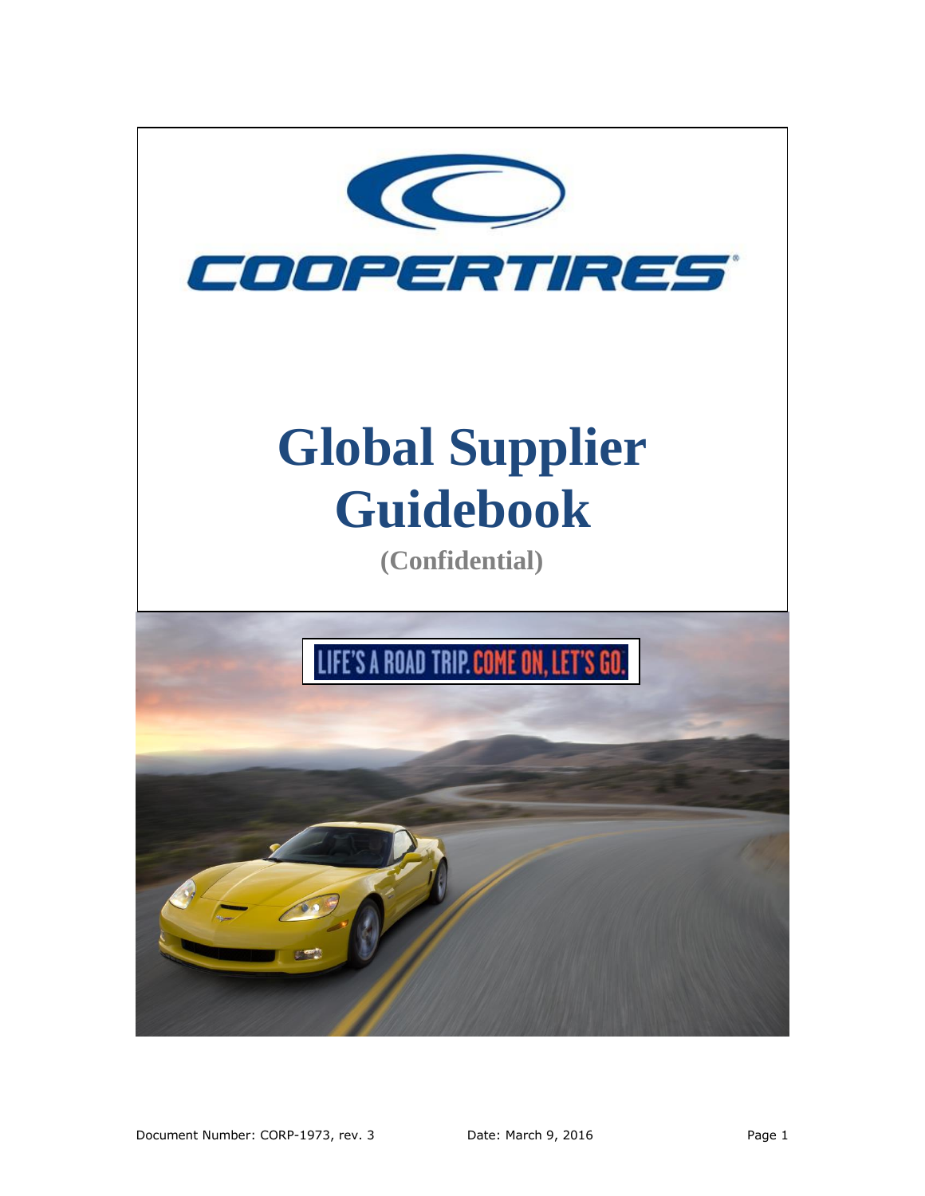COOPERTIRES®

# Global Supplier Guidebook

**(Confidential)**

LIFE'S A ROAD TRIP. COME ON, LET'S GO.

Document Number: CORP-1973, rev. 3 Date: March 9, 2016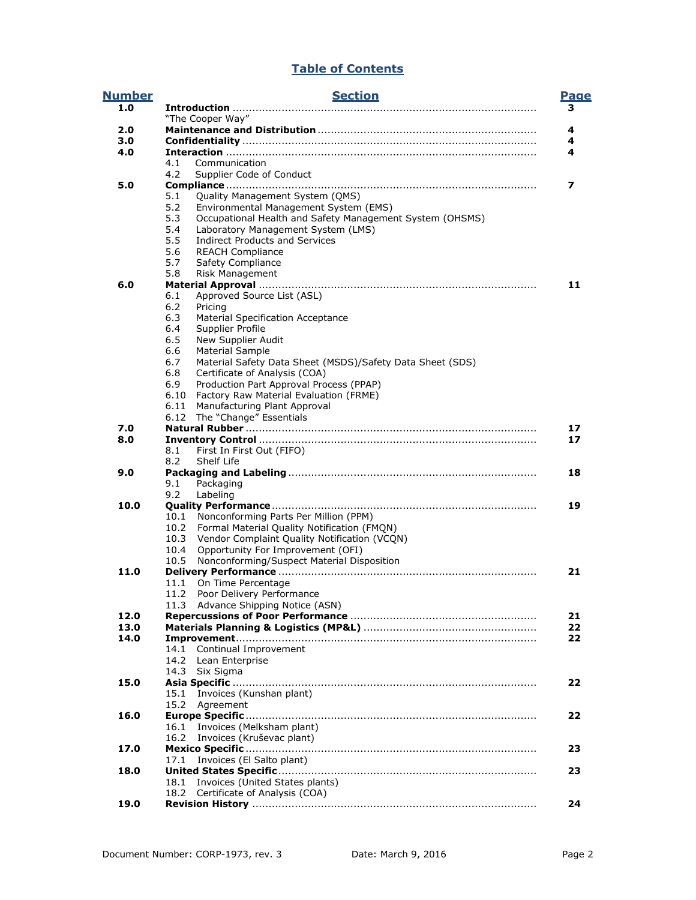# Table of Contents

| Number | Section | Page |
|---|---|---|
| 1.0 | **Introduction** | 3 |
| | "The Cooper Way" | |
| 2.0 | **Maintenance and Distribution** | 4 |
| 3.0 | **Confidentiality** | 4 |
| 4.0 | **Interaction** | 4 |
| | 4.1 Communication | |
| | 4.2 Supplier Code of Conduct | |
| 5.0 | **Compliance** | 7 |
| | 5.1 Quality Management System (QMS) | |
| | 5.2 Environmental Management System (EMS) | |
| | 5.3 Occupational Health and Safety Management System (OHSMS) | |
| | 5.4 Laboratory Management System (LMS) | |
| | 5.5 Indirect Products and Services | |
| | 5.6 REACH Compliance | |
| | 5.7 Safety Compliance | |
| | 5.8 Risk Management | |
| 6.0 | **Material Approval** | 11 |
| | 6.1 Approved Source List (ASL) | |
| | 6.2 Pricing | |
| | 6.3 Material Specification Acceptance | |
| | 6.4 Supplier Profile | |
| | 6.5 New Supplier Audit | |
| | 6.6 Material Sample | |
| | 6.7 Material Safety Data Sheet (MSDS)/Safety Data Sheet (SDS) | |
| | 6.8 Certificate of Analysis (COA) | |
| | 6.9 Production Part Approval Process (PPAP) | |
| | 6.10 Factory Raw Material Evaluation (FRME) | |
| | 6.11 Manufacturing Plant Approval | |
| | 6.12 The "Change" Essentials | |
| 7.0 | **Natural Rubber** | 17 |
| 8.0 | **Inventory Control** | 17 |
| | 8.1 First In First Out (FIFO) | |
| | 8.2 Shelf Life | |
| 9.0 | **Packaging and Labeling** | 18 |
| | 9.1 Packaging | |
| | 9.2 Labeling | |
| 10.0 | **Quality Performance** | 19 |
| | 10.1 Nonconforming Parts Per Million (PPM) | |
| | 10.2 Formal Material Quality Notification (FMQN) | |
| | 10.3 Vendor Complaint Quality Notification (VCQN) | |
| | 10.4 Opportunity For Improvement (OFI) | |
| | 10.5 Nonconforming/Suspect Material Disposition | |
| 11.0 | **Delivery Performance** | 21 |
| | 11.1 On Time Percentage | |
| | 11.2 Poor Delivery Performance | |
| | 11.3 Advance Shipping Notice (ASN) | |
| 12.0 | **Repercussions of Poor Performance** | 21 |
| 13.0 | **Materials Planning & Logistics (MP&L)** | 22 |
| 14.0 | **Improvement** | 22 |
| | 14.1 Continual Improvement | |
| | 14.2 Lean Enterprise | |
| | 14.3 Six Sigma | |
| 15.0 | **Asia Specific** | 22 |
| | 15.1 Invoices (Kunshan plant) | |
| | 15.2 Agreement | |
| 16.0 | **Europe Specific** | 22 |
| | 16.1 Invoices (Melksham plant) | |
| | 16.2 Invoices (Kruševac plant) | |
| 17.0 | **Mexico Specific** | 23 |
| | 17.1 Invoices (El Salto plant) | |
| 18.0 | **United States Specific** | 23 |
| | 18.1 Invoices (United States plants) | |
| | 18.2 Certificate of Analysis (COA) | |
| 19.0 | **Revision History** | 24 |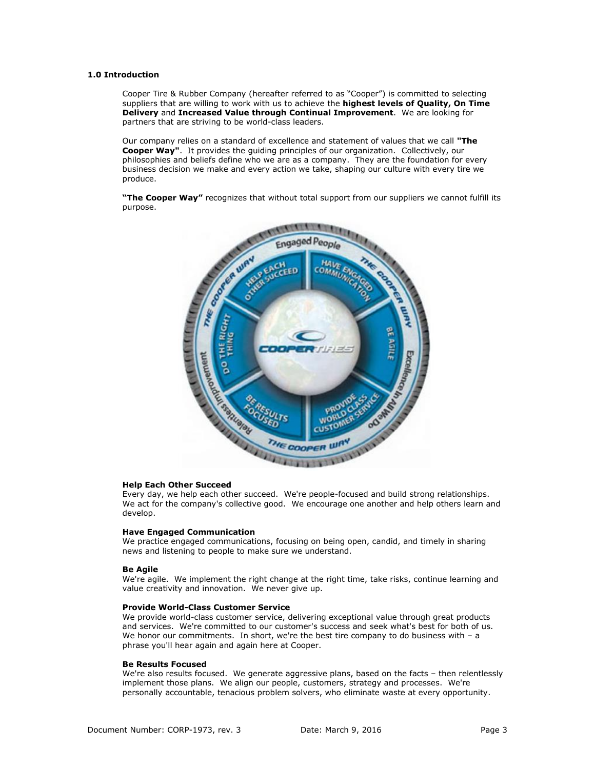## 1.0 Introduction

Cooper Tire & Rubber Company (hereafter referred to as "Cooper") is committed to selecting suppliers that are willing to work with us to achieve the **highest levels of Quality, On Time Delivery** and **Increased Value through Continual Improvement**. We are looking for partners that are striving to be world-class leaders.

Our company relies on a standard of excellence and statement of values that we call **"The Cooper Way"**. It provides the guiding principles of our organization. Collectively, our philosophies and beliefs define who we are as a company. They are the foundation for every business decision we make and every action we take, shaping our culture with every tire we produce.

**"The Cooper Way"** recognizes that without total support from our suppliers we cannot fulfill its purpose.

**Help Each Other Succeed**
Every day, we help each other succeed. We're people-focused and build strong relationships. We act for the company's collective good. We encourage one another and help others learn and develop.

**Have Engaged Communication**
We practice engaged communications, focusing on being open, candid, and timely in sharing news and listening to people to make sure we understand.

**Be Agile**
We're agile. We implement the right change at the right time, take risks, continue learning and value creativity and innovation. We never give up.

**Provide World-Class Customer Service**
We provide world-class customer service, delivering exceptional value through great products and services. We're committed to our customer's success and seek what's best for both of us. We honor our commitments. In short, we're the best tire company to do business with – a phrase you'll hear again and again here at Cooper.

**Be Results Focused**
We're also results focused. We generate aggressive plans, based on the facts – then relentlessly implement those plans. We align our people, customers, strategy and processes. We're personally accountable, tenacious problem solvers, who eliminate waste at every opportunity.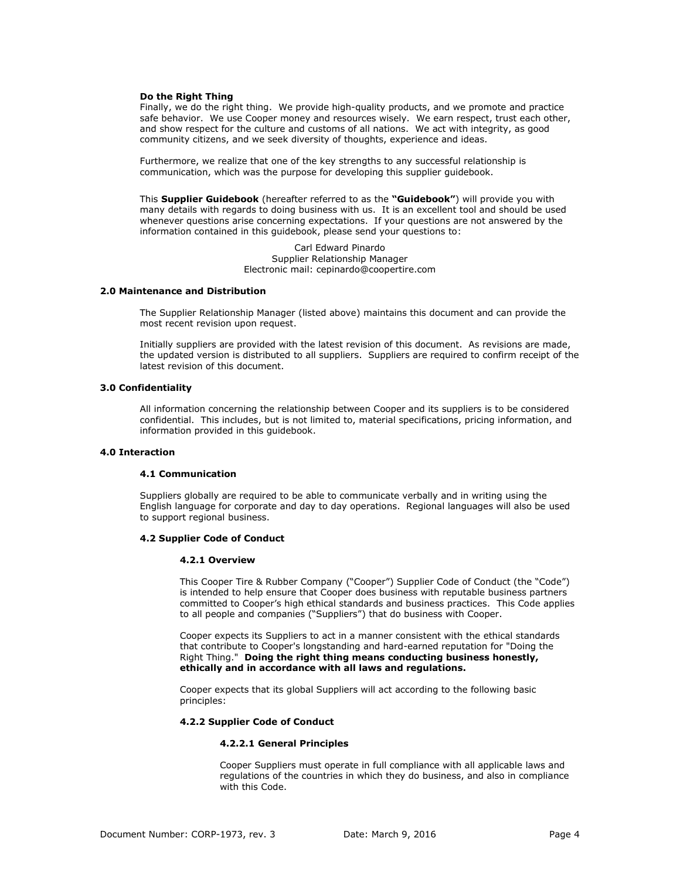**Do the Right Thing**

Finally, we do the right thing. We provide high-quality products, and we promote and practice safe behavior. We use Cooper money and resources wisely. We earn respect, trust each other, and show respect for the culture and customs of all nations. We act with integrity, as good community citizens, and we seek diversity of thoughts, experience and ideas.

Furthermore, we realize that one of the key strengths to any successful relationship is communication, which was the purpose for developing this supplier guidebook.

This **Supplier Guidebook** (hereafter referred to as the **"Guidebook"**) will provide you with many details with regards to doing business with us. It is an excellent tool and should be used whenever questions arise concerning expectations. If your questions are not answered by the information contained in this guidebook, please send your questions to:

Carl Edward Pinardo
Supplier Relationship Manager
Electronic mail: cepinardo@coopertire.com

## 2.0 Maintenance and Distribution

The Supplier Relationship Manager (listed above) maintains this document and can provide the most recent revision upon request.

Initially suppliers are provided with the latest revision of this document. As revisions are made, the updated version is distributed to all suppliers. Suppliers are required to confirm receipt of the latest revision of this document.

## 3.0 Confidentiality

All information concerning the relationship between Cooper and its suppliers is to be considered confidential. This includes, but is not limited to, material specifications, pricing information, and information provided in this guidebook.

## 4.0 Interaction

### 4.1 Communication

Suppliers globally are required to be able to communicate verbally and in writing using the English language for corporate and day to day operations. Regional languages will also be used to support regional business.

### 4.2 Supplier Code of Conduct

#### 4.2.1 Overview

This Cooper Tire & Rubber Company ("Cooper") Supplier Code of Conduct (the "Code") is intended to help ensure that Cooper does business with reputable business partners committed to Cooper's high ethical standards and business practices. This Code applies to all people and companies ("Suppliers") that do business with Cooper.

Cooper expects its Suppliers to act in a manner consistent with the ethical standards that contribute to Cooper's longstanding and hard-earned reputation for "Doing the Right Thing." **Doing the right thing means conducting business honestly, ethically and in accordance with all laws and regulations.**

Cooper expects that its global Suppliers will act according to the following basic principles:

#### 4.2.2 Supplier Code of Conduct

##### 4.2.2.1 General Principles

Cooper Suppliers must operate in full compliance with all applicable laws and regulations of the countries in which they do business, and also in compliance with this Code.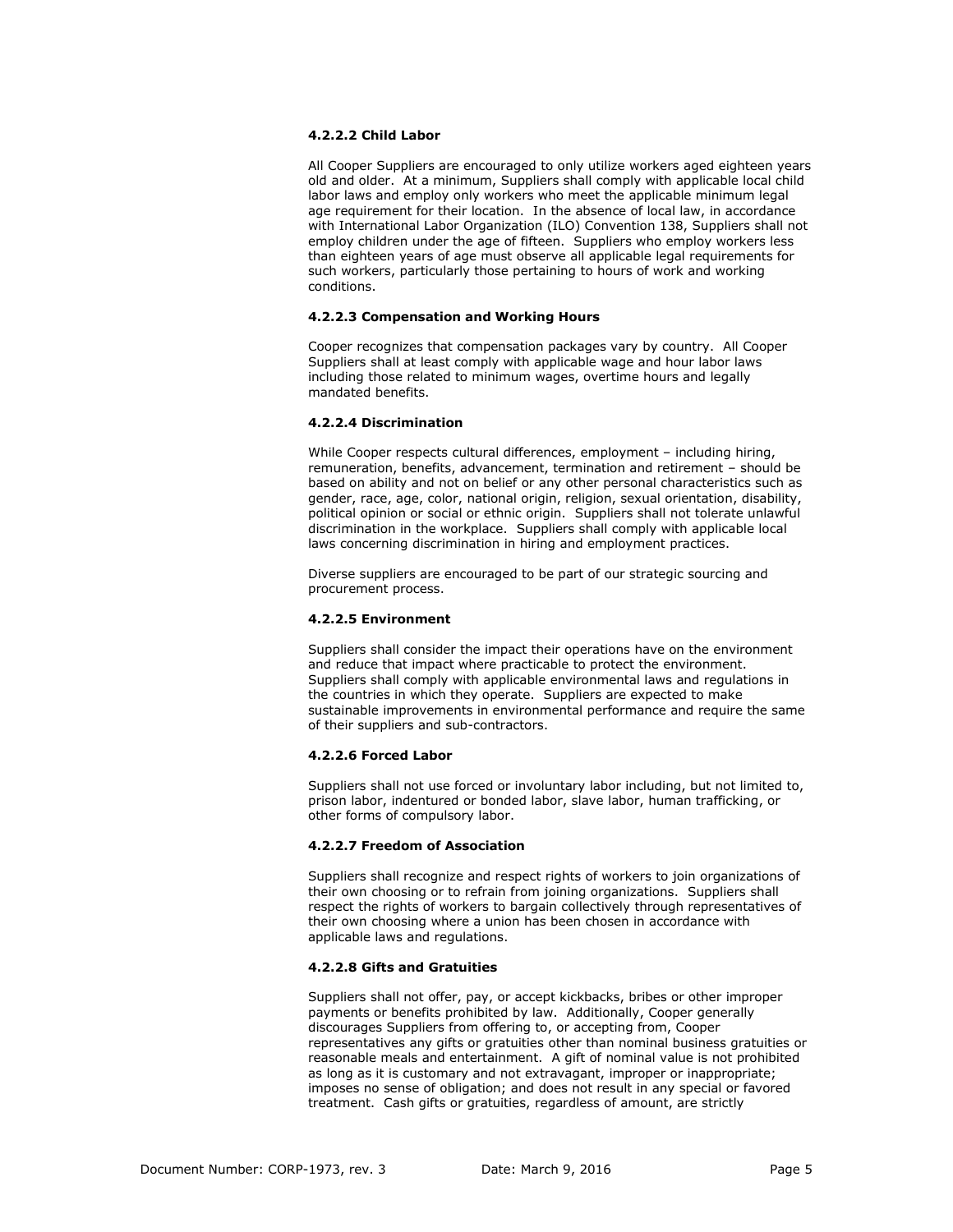#### 4.2.2.2 Child Labor

All Cooper Suppliers are encouraged to only utilize workers aged eighteen years old and older. At a minimum, Suppliers shall comply with applicable local child labor laws and employ only workers who meet the applicable minimum legal age requirement for their location. In the absence of local law, in accordance with International Labor Organization (ILO) Convention 138, Suppliers shall not employ children under the age of fifteen. Suppliers who employ workers less than eighteen years of age must observe all applicable legal requirements for such workers, particularly those pertaining to hours of work and working conditions.

#### 4.2.2.3 Compensation and Working Hours

Cooper recognizes that compensation packages vary by country. All Cooper Suppliers shall at least comply with applicable wage and hour labor laws including those related to minimum wages, overtime hours and legally mandated benefits.

#### 4.2.2.4 Discrimination

While Cooper respects cultural differences, employment – including hiring, remuneration, benefits, advancement, termination and retirement – should be based on ability and not on belief or any other personal characteristics such as gender, race, age, color, national origin, religion, sexual orientation, disability, political opinion or social or ethnic origin. Suppliers shall not tolerate unlawful discrimination in the workplace. Suppliers shall comply with applicable local laws concerning discrimination in hiring and employment practices.

Diverse suppliers are encouraged to be part of our strategic sourcing and procurement process.

#### 4.2.2.5 Environment

Suppliers shall consider the impact their operations have on the environment and reduce that impact where practicable to protect the environment. Suppliers shall comply with applicable environmental laws and regulations in the countries in which they operate. Suppliers are expected to make sustainable improvements in environmental performance and require the same of their suppliers and sub-contractors.

#### 4.2.2.6 Forced Labor

Suppliers shall not use forced or involuntary labor including, but not limited to, prison labor, indentured or bonded labor, slave labor, human trafficking, or other forms of compulsory labor.

#### 4.2.2.7 Freedom of Association

Suppliers shall recognize and respect rights of workers to join organizations of their own choosing or to refrain from joining organizations. Suppliers shall respect the rights of workers to bargain collectively through representatives of their own choosing where a union has been chosen in accordance with applicable laws and regulations.

#### 4.2.2.8 Gifts and Gratuities

Suppliers shall not offer, pay, or accept kickbacks, bribes or other improper payments or benefits prohibited by law. Additionally, Cooper generally discourages Suppliers from offering to, or accepting from, Cooper representatives any gifts or gratuities other than nominal business gratuities or reasonable meals and entertainment. A gift of nominal value is not prohibited as long as it is customary and not extravagant, improper or inappropriate; imposes no sense of obligation; and does not result in any special or favored treatment. Cash gifts or gratuities, regardless of amount, are strictly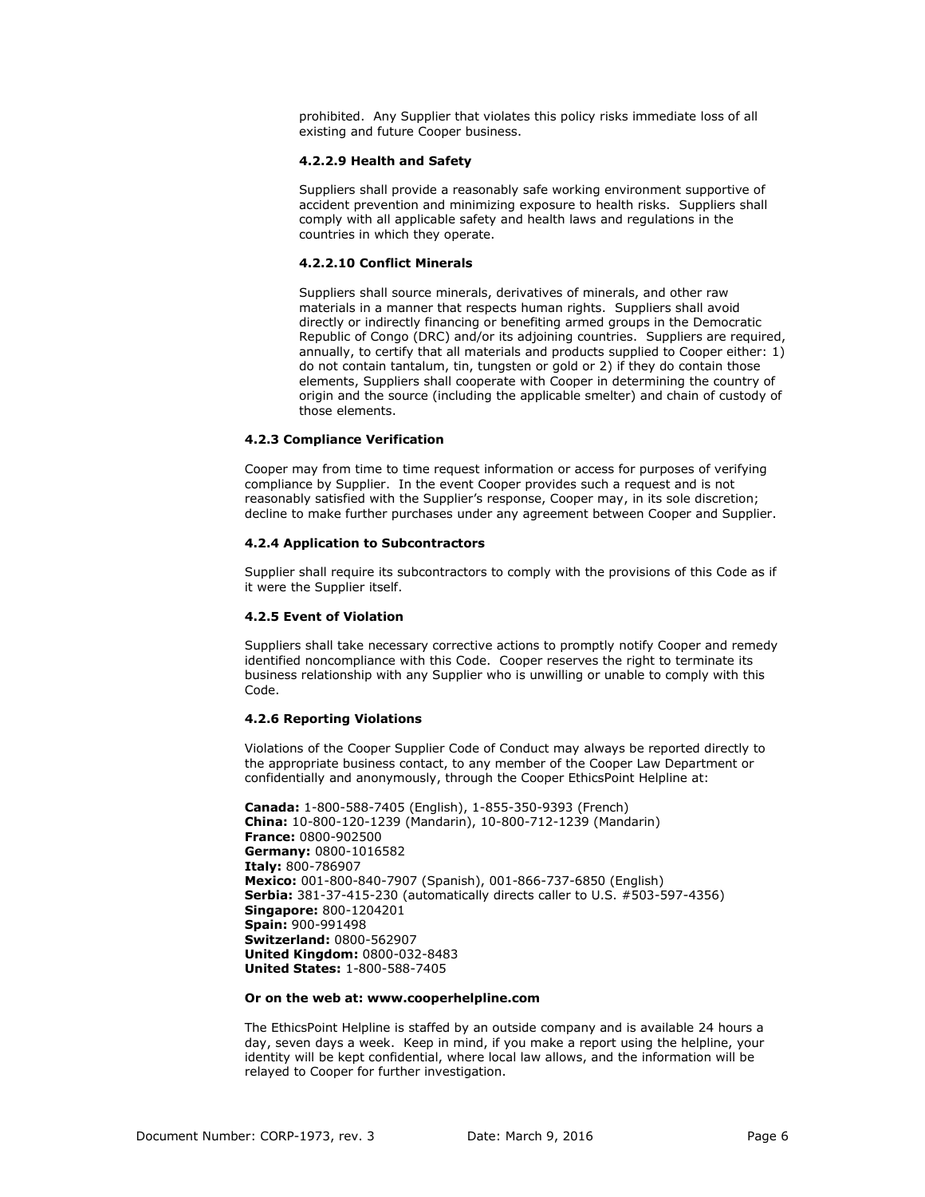prohibited. Any Supplier that violates this policy risks immediate loss of all existing and future Cooper business.

#### 4.2.2.9 Health and Safety

Suppliers shall provide a reasonably safe working environment supportive of accident prevention and minimizing exposure to health risks. Suppliers shall comply with all applicable safety and health laws and regulations in the countries in which they operate.

#### 4.2.2.10 Conflict Minerals

Suppliers shall source minerals, derivatives of minerals, and other raw materials in a manner that respects human rights. Suppliers shall avoid directly or indirectly financing or benefiting armed groups in the Democratic Republic of Congo (DRC) and/or its adjoining countries. Suppliers are required, annually, to certify that all materials and products supplied to Cooper either: 1) do not contain tantalum, tin, tungsten or gold or 2) if they do contain those elements, Suppliers shall cooperate with Cooper in determining the country of origin and the source (including the applicable smelter) and chain of custody of those elements.

### 4.2.3 Compliance Verification

Cooper may from time to time request information or access for purposes of verifying compliance by Supplier. In the event Cooper provides such a request and is not reasonably satisfied with the Supplier's response, Cooper may, in its sole discretion; decline to make further purchases under any agreement between Cooper and Supplier.

### 4.2.4 Application to Subcontractors

Supplier shall require its subcontractors to comply with the provisions of this Code as if it were the Supplier itself.

### 4.2.5 Event of Violation

Suppliers shall take necessary corrective actions to promptly notify Cooper and remedy identified noncompliance with this Code. Cooper reserves the right to terminate its business relationship with any Supplier who is unwilling or unable to comply with this Code.

### 4.2.6 Reporting Violations

Violations of the Cooper Supplier Code of Conduct may always be reported directly to the appropriate business contact, to any member of the Cooper Law Department or confidentially and anonymously, through the Cooper EthicsPoint Helpline at:

**Canada:** 1-800-588-7405 (English), 1-855-350-9393 (French)
**China:** 10-800-120-1239 (Mandarin), 10-800-712-1239 (Mandarin)
**France:** 0800-902500
**Germany:** 0800-1016582
**Italy:** 800-786907
**Mexico:** 001-800-840-7907 (Spanish), 001-866-737-6850 (English)
**Serbia:** 381-37-415-230 (automatically directs caller to U.S. #503-597-4356)
**Singapore:** 800-1204201
**Spain:** 900-991498
**Switzerland:** 0800-562907
**United Kingdom:** 0800-032-8483
**United States:** 1-800-588-7405

**Or on the web at: www.cooperhelpline.com**

The EthicsPoint Helpline is staffed by an outside company and is available 24 hours a day, seven days a week. Keep in mind, if you make a report using the helpline, your identity will be kept confidential, where local law allows, and the information will be relayed to Cooper for further investigation.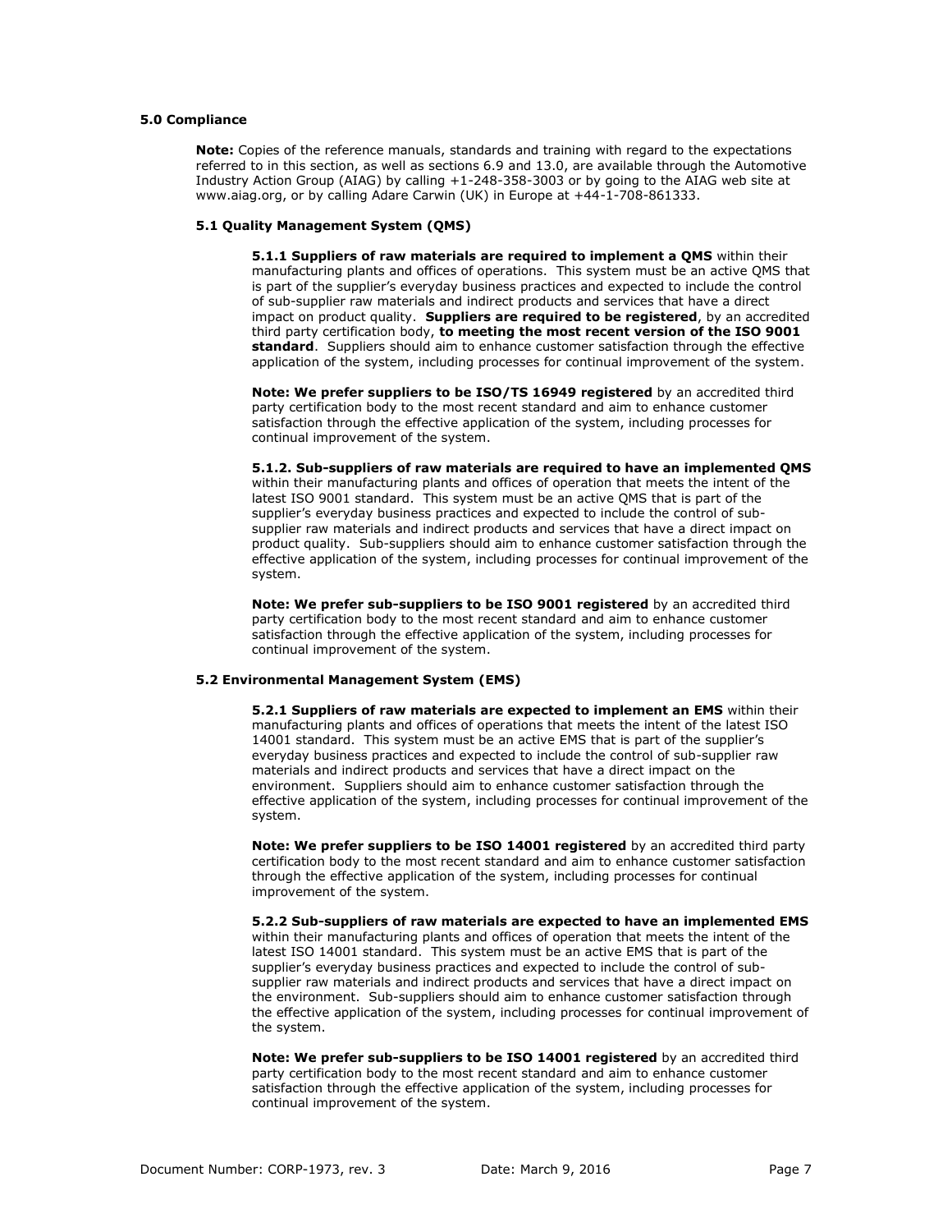## 5.0 Compliance

**Note:** Copies of the reference manuals, standards and training with regard to the expectations referred to in this section, as well as sections 6.9 and 13.0, are available through the Automotive Industry Action Group (AIAG) by calling +1-248-358-3003 or by going to the AIAG web site at www.aiag.org, or by calling Adare Carwin (UK) in Europe at +44-1-708-861333.

### 5.1 Quality Management System (QMS)

**5.1.1 Suppliers of raw materials are required to implement a QMS** within their manufacturing plants and offices of operations. This system must be an active QMS that is part of the supplier's everyday business practices and expected to include the control of sub-supplier raw materials and indirect products and services that have a direct impact on product quality. **Suppliers are required to be registered**, by an accredited third party certification body, **to meeting the most recent version of the ISO 9001 standard**. Suppliers should aim to enhance customer satisfaction through the effective application of the system, including processes for continual improvement of the system.

**Note: We prefer suppliers to be ISO/TS 16949 registered** by an accredited third party certification body to the most recent standard and aim to enhance customer satisfaction through the effective application of the system, including processes for continual improvement of the system.

**5.1.2. Sub-suppliers of raw materials are required to have an implemented QMS** within their manufacturing plants and offices of operation that meets the intent of the latest ISO 9001 standard. This system must be an active QMS that is part of the supplier's everyday business practices and expected to include the control of sub-supplier raw materials and indirect products and services that have a direct impact on product quality. Sub-suppliers should aim to enhance customer satisfaction through the effective application of the system, including processes for continual improvement of the system.

**Note: We prefer sub-suppliers to be ISO 9001 registered** by an accredited third party certification body to the most recent standard and aim to enhance customer satisfaction through the effective application of the system, including processes for continual improvement of the system.

### 5.2 Environmental Management System (EMS)

**5.2.1 Suppliers of raw materials are expected to implement an EMS** within their manufacturing plants and offices of operations that meets the intent of the latest ISO 14001 standard. This system must be an active EMS that is part of the supplier's everyday business practices and expected to include the control of sub-supplier raw materials and indirect products and services that have a direct impact on the environment. Suppliers should aim to enhance customer satisfaction through the effective application of the system, including processes for continual improvement of the system.

**Note: We prefer suppliers to be ISO 14001 registered** by an accredited third party certification body to the most recent standard and aim to enhance customer satisfaction through the effective application of the system, including processes for continual improvement of the system.

**5.2.2 Sub-suppliers of raw materials are expected to have an implemented EMS** within their manufacturing plants and offices of operation that meets the intent of the latest ISO 14001 standard. This system must be an active EMS that is part of the supplier's everyday business practices and expected to include the control of sub-supplier raw materials and indirect products and services that have a direct impact on the environment. Sub-suppliers should aim to enhance customer satisfaction through the effective application of the system, including processes for continual improvement of the system.

**Note: We prefer sub-suppliers to be ISO 14001 registered** by an accredited third party certification body to the most recent standard and aim to enhance customer satisfaction through the effective application of the system, including processes for continual improvement of the system.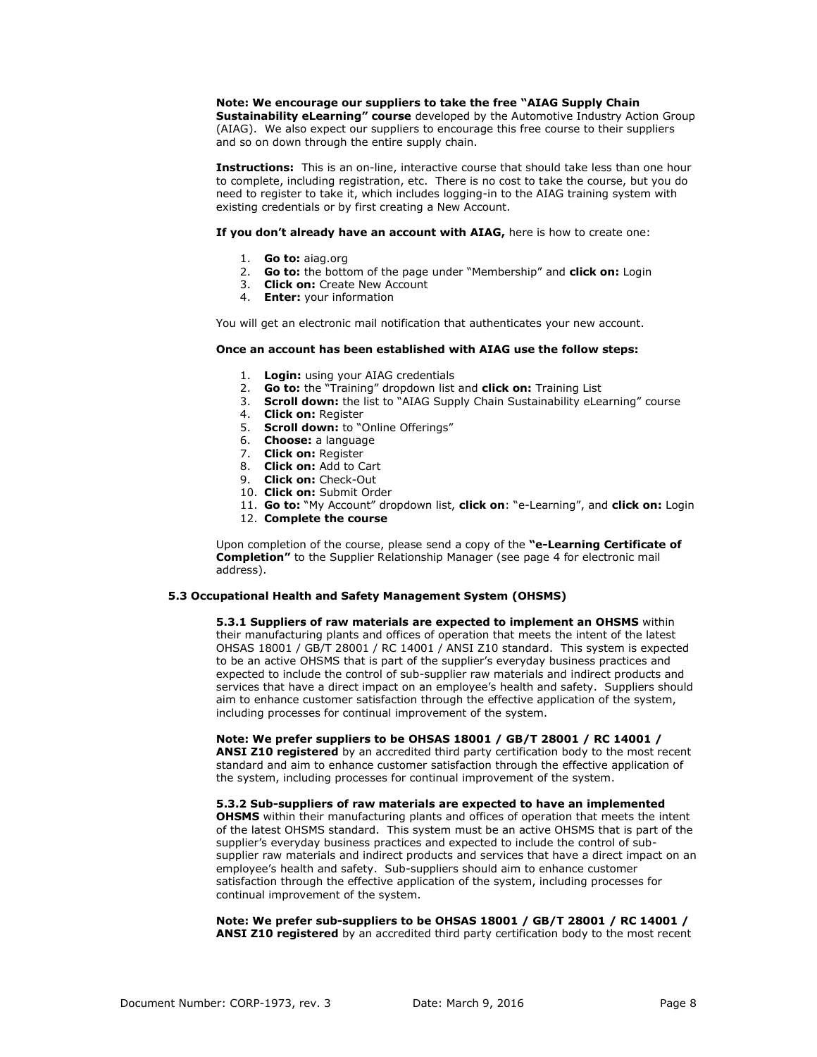**Note: We encourage our suppliers to take the free "AIAG Supply Chain Sustainability eLearning" course** developed by the Automotive Industry Action Group (AIAG). We also expect our suppliers to encourage this free course to their suppliers and so on down through the entire supply chain.

**Instructions:** This is an on-line, interactive course that should take less than one hour to complete, including registration, etc. There is no cost to take the course, but you do need to register to take it, which includes logging-in to the AIAG training system with existing credentials or by first creating a New Account.

**If you don't already have an account with AIAG,** here is how to create one:

1. **Go to:** aiag.org
2. **Go to:** the bottom of the page under "Membership" and **click on:** Login
3. **Click on:** Create New Account
4. **Enter:** your information

You will get an electronic mail notification that authenticates your new account.

**Once an account has been established with AIAG use the follow steps:**

1. **Login:** using your AIAG credentials
2. **Go to:** the "Training" dropdown list and **click on:** Training List
3. **Scroll down:** the list to "AIAG Supply Chain Sustainability eLearning" course
4. **Click on:** Register
5. **Scroll down:** to "Online Offerings"
6. **Choose:** a language
7. **Click on:** Register
8. **Click on:** Add to Cart
9. **Click on:** Check-Out
10. **Click on:** Submit Order
11. **Go to:** "My Account" dropdown list, **click on**: "e-Learning", and **click on:** Login
12. **Complete the course**

Upon completion of the course, please send a copy of the **"e-Learning Certificate of Completion"** to the Supplier Relationship Manager (see page 4 for electronic mail address).

### 5.3 Occupational Health and Safety Management System (OHSMS)

**5.3.1 Suppliers of raw materials are expected to implement an OHSMS** within their manufacturing plants and offices of operation that meets the intent of the latest OHSAS 18001 / GB/T 28001 / RC 14001 / ANSI Z10 standard. This system is expected to be an active OHSMS that is part of the supplier's everyday business practices and expected to include the control of sub-supplier raw materials and indirect products and services that have a direct impact on an employee's health and safety. Suppliers should aim to enhance customer satisfaction through the effective application of the system, including processes for continual improvement of the system.

**Note: We prefer suppliers to be OHSAS 18001 / GB/T 28001 / RC 14001 / ANSI Z10 registered** by an accredited third party certification body to the most recent standard and aim to enhance customer satisfaction through the effective application of the system, including processes for continual improvement of the system.

**5.3.2 Sub-suppliers of raw materials are expected to have an implemented OHSMS** within their manufacturing plants and offices of operation that meets the intent of the latest OHSMS standard. This system must be an active OHSMS that is part of the supplier's everyday business practices and expected to include the control of sub-supplier raw materials and indirect products and services that have a direct impact on an employee's health and safety. Sub-suppliers should aim to enhance customer satisfaction through the effective application of the system, including processes for continual improvement of the system.

**Note: We prefer sub-suppliers to be OHSAS 18001 / GB/T 28001 / RC 14001 / ANSI Z10 registered** by an accredited third party certification body to the most recent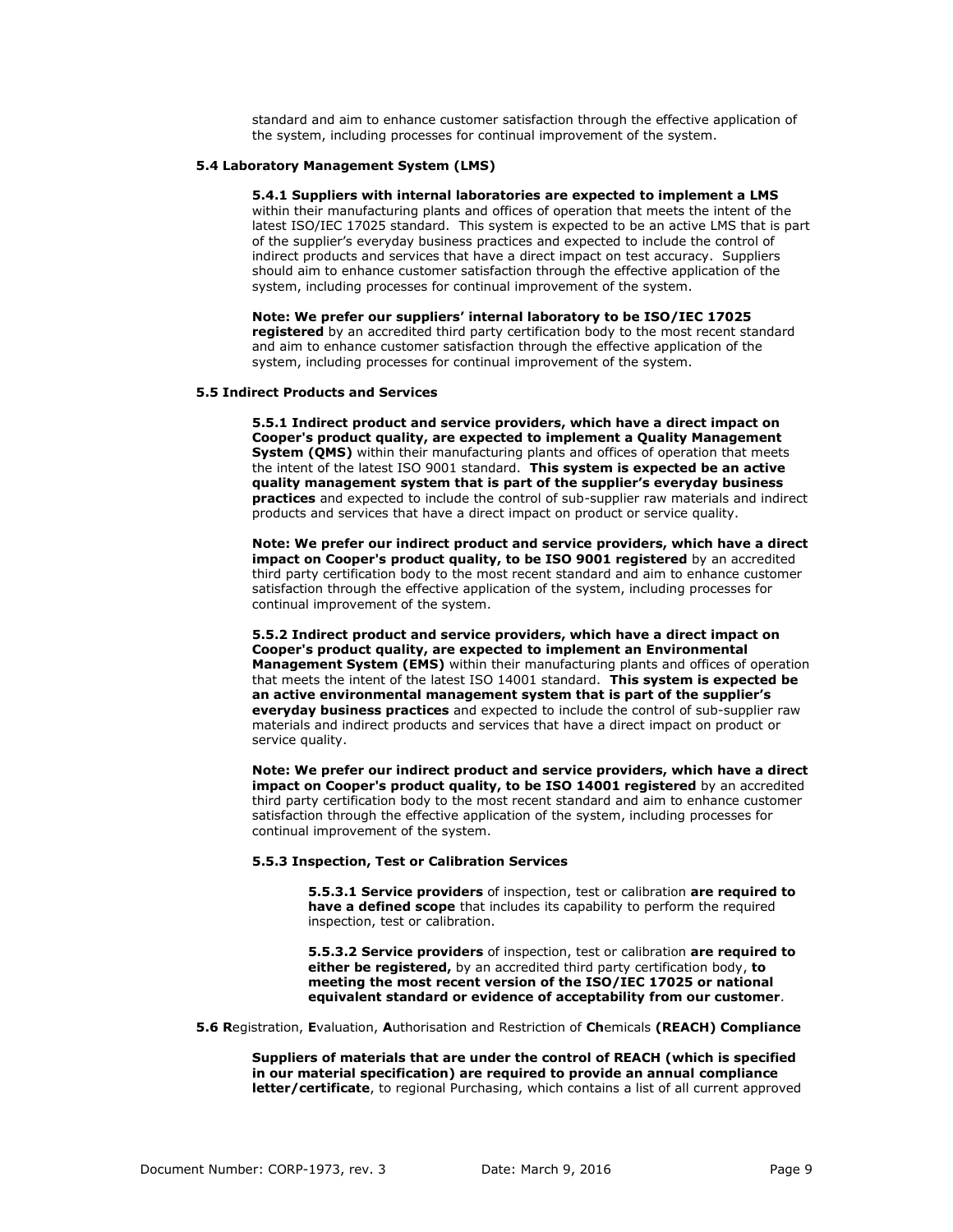standard and aim to enhance customer satisfaction through the effective application of the system, including processes for continual improvement of the system.

### 5.4 Laboratory Management System (LMS)

**5.4.1 Suppliers with internal laboratories are expected to implement a LMS** within their manufacturing plants and offices of operation that meets the intent of the latest ISO/IEC 17025 standard. This system is expected to be an active LMS that is part of the supplier's everyday business practices and expected to include the control of indirect products and services that have a direct impact on test accuracy. Suppliers should aim to enhance customer satisfaction through the effective application of the system, including processes for continual improvement of the system.

**Note: We prefer our suppliers' internal laboratory to be ISO/IEC 17025 registered** by an accredited third party certification body to the most recent standard and aim to enhance customer satisfaction through the effective application of the system, including processes for continual improvement of the system.

### 5.5 Indirect Products and Services

**5.5.1 Indirect product and service providers, which have a direct impact on Cooper's product quality, are expected to implement a Quality Management System (QMS)** within their manufacturing plants and offices of operation that meets the intent of the latest ISO 9001 standard. **This system is expected be an active quality management system that is part of the supplier's everyday business practices** and expected to include the control of sub-supplier raw materials and indirect products and services that have a direct impact on product or service quality.

**Note: We prefer our indirect product and service providers, which have a direct impact on Cooper's product quality, to be ISO 9001 registered** by an accredited third party certification body to the most recent standard and aim to enhance customer satisfaction through the effective application of the system, including processes for continual improvement of the system.

**5.5.2 Indirect product and service providers, which have a direct impact on Cooper's product quality, are expected to implement an Environmental Management System (EMS)** within their manufacturing plants and offices of operation that meets the intent of the latest ISO 14001 standard. **This system is expected be an active environmental management system that is part of the supplier's everyday business practices** and expected to include the control of sub-supplier raw materials and indirect products and services that have a direct impact on product or service quality.

**Note: We prefer our indirect product and service providers, which have a direct impact on Cooper's product quality, to be ISO 14001 registered** by an accredited third party certification body to the most recent standard and aim to enhance customer satisfaction through the effective application of the system, including processes for continual improvement of the system.

#### 5.5.3 Inspection, Test or Calibration Services

**5.5.3.1 Service providers** of inspection, test or calibration **are required to have a defined scope** that includes its capability to perform the required inspection, test or calibration.

**5.5.3.2 Service providers** of inspection, test or calibration **are required to either be registered,** by an accredited third party certification body, **to meeting the most recent version of the ISO/IEC 17025 or national equivalent standard or evidence of acceptability from our customer**.

### 5.6 **R**egistration, **E**valuation, **A**uthorisation and Restriction of **Ch**emicals **(REACH) Compliance**

**Suppliers of materials that are under the control of REACH (which is specified in our material specification) are required to provide an annual compliance letter/certificate**, to regional Purchasing, which contains a list of all current approved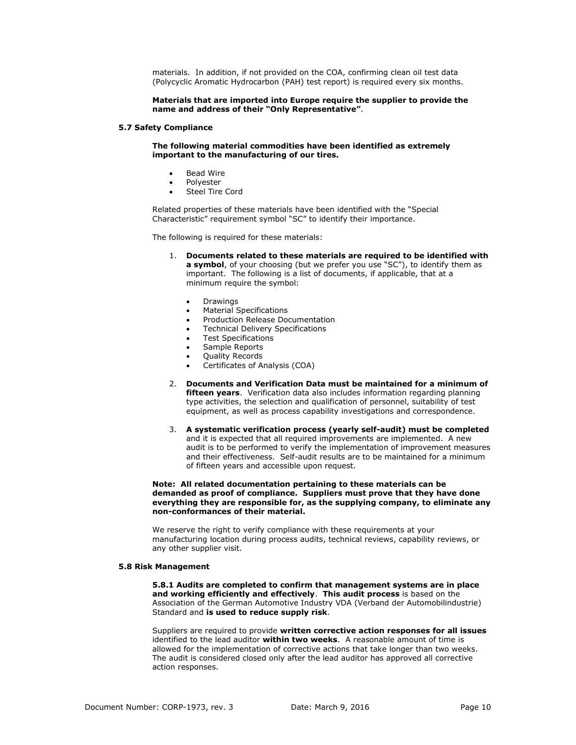materials. In addition, if not provided on the COA, confirming clean oil test data (Polycyclic Aromatic Hydrocarbon (PAH) test report) is required every six months.

**Materials that are imported into Europe require the supplier to provide the name and address of their "Only Representative"**.

### 5.7 Safety Compliance

**The following material commodities have been identified as extremely important to the manufacturing of our tires.**

- Bead Wire
- Polyester
- Steel Tire Cord

Related properties of these materials have been identified with the "Special Characteristic" requirement symbol "SC" to identify their importance.

The following is required for these materials:

1. **Documents related to these materials are required to be identified with a symbol**, of your choosing (but we prefer you use "SC"), to identify them as important. The following is a list of documents, if applicable, that at a minimum require the symbol:
   - Drawings
   - Material Specifications
   - Production Release Documentation
   - Technical Delivery Specifications
   - Test Specifications
   - Sample Reports
   - Quality Records
   - Certificates of Analysis (COA)
2. **Documents and Verification Data must be maintained for a minimum of fifteen years**. Verification data also includes information regarding planning type activities, the selection and qualification of personnel, suitability of test equipment, as well as process capability investigations and correspondence.
3. **A systematic verification process (yearly self-audit) must be completed** and it is expected that all required improvements are implemented. A new audit is to be performed to verify the implementation of improvement measures and their effectiveness. Self-audit results are to be maintained for a minimum of fifteen years and accessible upon request.

**Note: All related documentation pertaining to these materials can be demanded as proof of compliance. Suppliers must prove that they have done everything they are responsible for, as the supplying company, to eliminate any non-conformances of their material.**

We reserve the right to verify compliance with these requirements at your manufacturing location during process audits, technical reviews, capability reviews, or any other supplier visit.

### 5.8 Risk Management

**5.8.1 Audits are completed to confirm that management systems are in place and working efficiently and effectively**. **This audit process** is based on the Association of the German Automotive Industry VDA (Verband der Automobilindustrie) Standard and **is used to reduce supply risk**.

Suppliers are required to provide **written corrective action responses for all issues** identified to the lead auditor **within two weeks**. A reasonable amount of time is allowed for the implementation of corrective actions that take longer than two weeks. The audit is considered closed only after the lead auditor has approved all corrective action responses.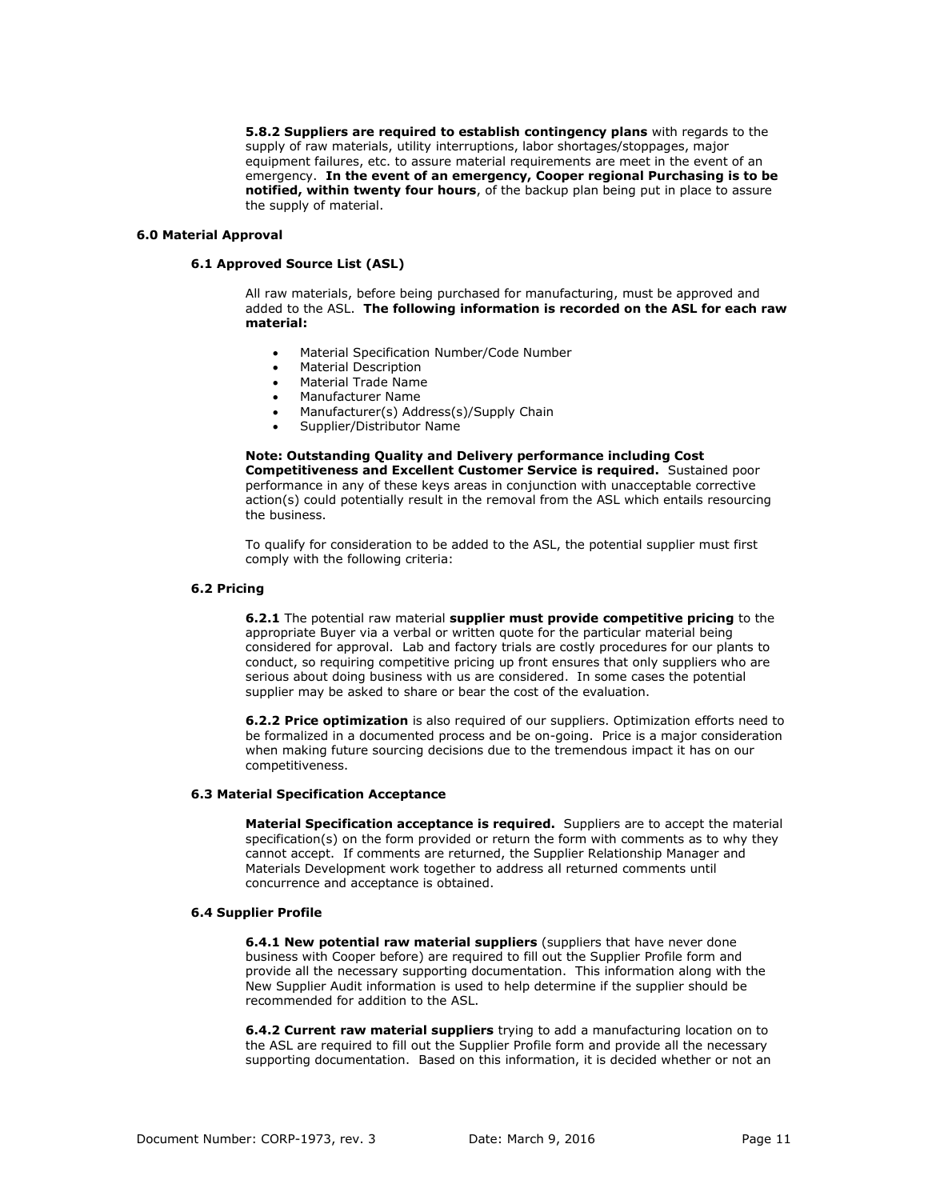**5.8.2 Suppliers are required to establish contingency plans** with regards to the supply of raw materials, utility interruptions, labor shortages/stoppages, major equipment failures, etc. to assure material requirements are meet in the event of an emergency. **In the event of an emergency, Cooper regional Purchasing is to be notified, within twenty four hours**, of the backup plan being put in place to assure the supply of material.

## 6.0 Material Approval

### 6.1 Approved Source List (ASL)

All raw materials, before being purchased for manufacturing, must be approved and added to the ASL. **The following information is recorded on the ASL for each raw material:**

- Material Specification Number/Code Number
- Material Description
- Material Trade Name
- Manufacturer Name
- Manufacturer(s) Address(s)/Supply Chain
- Supplier/Distributor Name

**Note: Outstanding Quality and Delivery performance including Cost Competitiveness and Excellent Customer Service is required.** Sustained poor performance in any of these keys areas in conjunction with unacceptable corrective action(s) could potentially result in the removal from the ASL which entails resourcing the business.

To qualify for consideration to be added to the ASL, the potential supplier must first comply with the following criteria:

### 6.2 Pricing

**6.2.1** The potential raw material **supplier must provide competitive pricing** to the appropriate Buyer via a verbal or written quote for the particular material being considered for approval. Lab and factory trials are costly procedures for our plants to conduct, so requiring competitive pricing up front ensures that only suppliers who are serious about doing business with us are considered. In some cases the potential supplier may be asked to share or bear the cost of the evaluation.

**6.2.2 Price optimization** is also required of our suppliers. Optimization efforts need to be formalized in a documented process and be on-going. Price is a major consideration when making future sourcing decisions due to the tremendous impact it has on our competitiveness.

### 6.3 Material Specification Acceptance

**Material Specification acceptance is required.** Suppliers are to accept the material specification(s) on the form provided or return the form with comments as to why they cannot accept. If comments are returned, the Supplier Relationship Manager and Materials Development work together to address all returned comments until concurrence and acceptance is obtained.

### 6.4 Supplier Profile

**6.4.1 New potential raw material suppliers** (suppliers that have never done business with Cooper before) are required to fill out the Supplier Profile form and provide all the necessary supporting documentation. This information along with the New Supplier Audit information is used to help determine if the supplier should be recommended for addition to the ASL.

**6.4.2 Current raw material suppliers** trying to add a manufacturing location on to the ASL are required to fill out the Supplier Profile form and provide all the necessary supporting documentation. Based on this information, it is decided whether or not an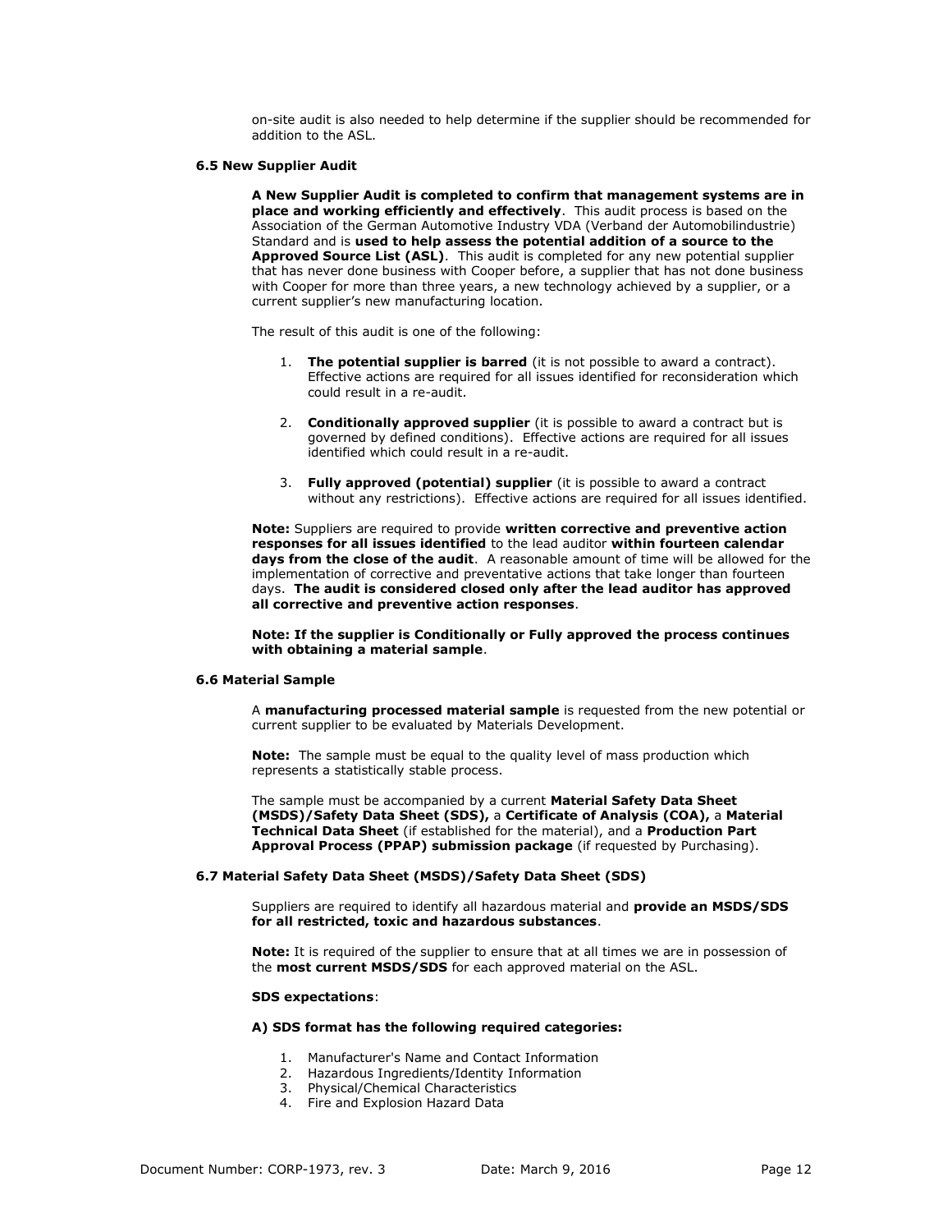on-site audit is also needed to help determine if the supplier should be recommended for addition to the ASL.

### 6.5 New Supplier Audit

**A New Supplier Audit is completed to confirm that management systems are in place and working efficiently and effectively**. This audit process is based on the Association of the German Automotive Industry VDA (Verband der Automobilindustrie) Standard and is **used to help assess the potential addition of a source to the Approved Source List (ASL)**. This audit is completed for any new potential supplier that has never done business with Cooper before, a supplier that has not done business with Cooper for more than three years, a new technology achieved by a supplier, or a current supplier's new manufacturing location.

The result of this audit is one of the following:

1. **The potential supplier is barred** (it is not possible to award a contract). Effective actions are required for all issues identified for reconsideration which could result in a re-audit.
2. **Conditionally approved supplier** (it is possible to award a contract but is governed by defined conditions). Effective actions are required for all issues identified which could result in a re-audit.
3. **Fully approved (potential) supplier** (it is possible to award a contract without any restrictions). Effective actions are required for all issues identified.

**Note:** Suppliers are required to provide **written corrective and preventive action responses for all issues identified** to the lead auditor **within fourteen calendar days from the close of the audit**. A reasonable amount of time will be allowed for the implementation of corrective and preventative actions that take longer than fourteen days. **The audit is considered closed only after the lead auditor has approved all corrective and preventive action responses**.

**Note: If the supplier is Conditionally or Fully approved the process continues with obtaining a material sample**.

### 6.6 Material Sample

A **manufacturing processed material sample** is requested from the new potential or current supplier to be evaluated by Materials Development.

**Note:** The sample must be equal to the quality level of mass production which represents a statistically stable process.

The sample must be accompanied by a current **Material Safety Data Sheet (MSDS)/Safety Data Sheet (SDS),** a **Certificate of Analysis (COA),** a **Material Technical Data Sheet** (if established for the material), and a **Production Part Approval Process (PPAP) submission package** (if requested by Purchasing).

### 6.7 Material Safety Data Sheet (MSDS)/Safety Data Sheet (SDS)

Suppliers are required to identify all hazardous material and **provide an MSDS/SDS for all restricted, toxic and hazardous substances**.

**Note:** It is required of the supplier to ensure that at all times we are in possession of the **most current MSDS/SDS** for each approved material on the ASL.

**SDS expectations**:

**A) SDS format has the following required categories:**

1. Manufacturer's Name and Contact Information
2. Hazardous Ingredients/Identity Information
3. Physical/Chemical Characteristics
4. Fire and Explosion Hazard Data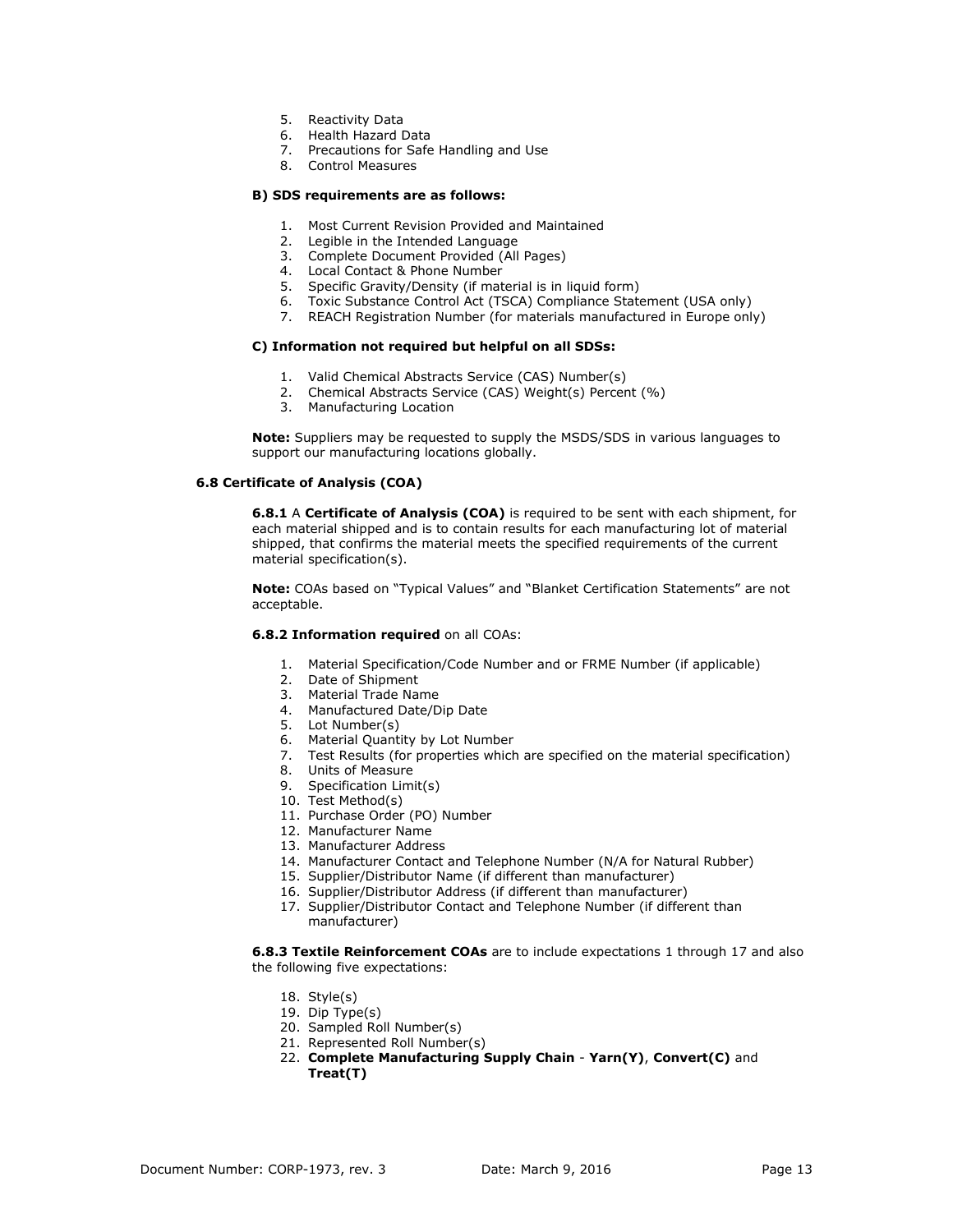5. Reactivity Data
6. Health Hazard Data
7. Precautions for Safe Handling and Use
8. Control Measures

**B) SDS requirements are as follows:**

1. Most Current Revision Provided and Maintained
2. Legible in the Intended Language
3. Complete Document Provided (All Pages)
4. Local Contact & Phone Number
5. Specific Gravity/Density (if material is in liquid form)
6. Toxic Substance Control Act (TSCA) Compliance Statement (USA only)
7. REACH Registration Number (for materials manufactured in Europe only)

**C) Information not required but helpful on all SDSs:**

1. Valid Chemical Abstracts Service (CAS) Number(s)
2. Chemical Abstracts Service (CAS) Weight(s) Percent (%)
3. Manufacturing Location

**Note:** Suppliers may be requested to supply the MSDS/SDS in various languages to support our manufacturing locations globally.

### 6.8 Certificate of Analysis (COA)

**6.8.1** A **Certificate of Analysis (COA)** is required to be sent with each shipment, for each material shipped and is to contain results for each manufacturing lot of material shipped, that confirms the material meets the specified requirements of the current material specification(s).

**Note:** COAs based on "Typical Values" and "Blanket Certification Statements" are not acceptable.

**6.8.2 Information required** on all COAs:

1. Material Specification/Code Number and or FRME Number (if applicable)
2. Date of Shipment
3. Material Trade Name
4. Manufactured Date/Dip Date
5. Lot Number(s)
6. Material Quantity by Lot Number
7. Test Results (for properties which are specified on the material specification)
8. Units of Measure
9. Specification Limit(s)
10. Test Method(s)
11. Purchase Order (PO) Number
12. Manufacturer Name
13. Manufacturer Address
14. Manufacturer Contact and Telephone Number (N/A for Natural Rubber)
15. Supplier/Distributor Name (if different than manufacturer)
16. Supplier/Distributor Address (if different than manufacturer)
17. Supplier/Distributor Contact and Telephone Number (if different than manufacturer)

**6.8.3 Textile Reinforcement COAs** are to include expectations 1 through 17 and also the following five expectations:

18. Style(s)
19. Dip Type(s)
20. Sampled Roll Number(s)
21. Represented Roll Number(s)
22. **Complete Manufacturing Supply Chain** - **Yarn(Y)**, **Convert(C)** and **Treat(T)**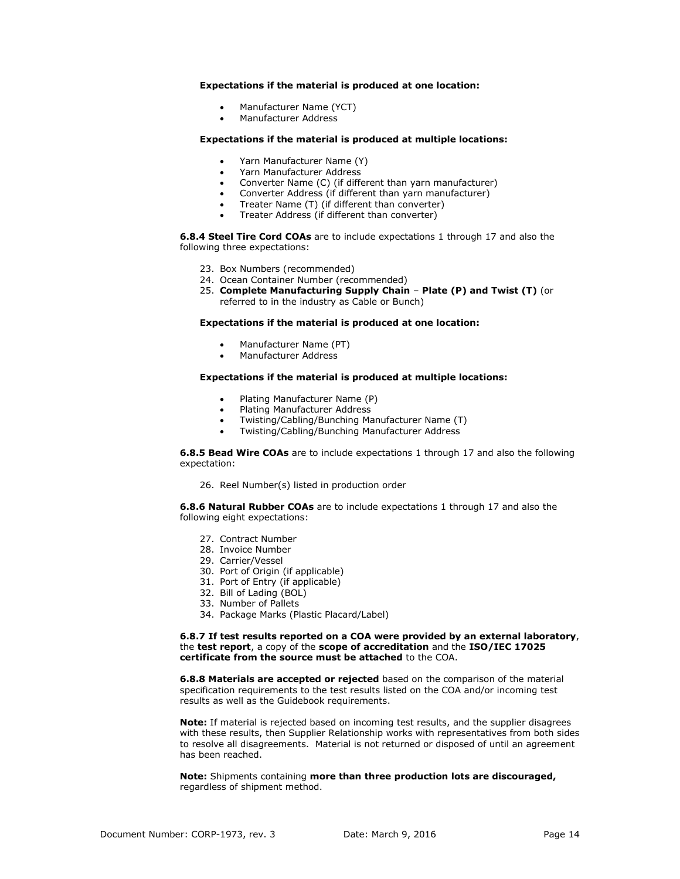**Expectations if the material is produced at one location:**

- Manufacturer Name (YCT)
- Manufacturer Address

**Expectations if the material is produced at multiple locations:**

- Yarn Manufacturer Name (Y)
- Yarn Manufacturer Address
- Converter Name (C) (if different than yarn manufacturer)
- Converter Address (if different than yarn manufacturer)
- Treater Name (T) (if different than converter)
- Treater Address (if different than converter)

**6.8.4 Steel Tire Cord COAs** are to include expectations 1 through 17 and also the following three expectations:

23. Box Numbers (recommended)
24. Ocean Container Number (recommended)
25. **Complete Manufacturing Supply Chain** – **Plate (P) and Twist (T)** (or referred to in the industry as Cable or Bunch)

**Expectations if the material is produced at one location:**

- Manufacturer Name (PT)
- Manufacturer Address

**Expectations if the material is produced at multiple locations:**

- Plating Manufacturer Name (P)
- Plating Manufacturer Address
- Twisting/Cabling/Bunching Manufacturer Name (T)
- Twisting/Cabling/Bunching Manufacturer Address

**6.8.5 Bead Wire COAs** are to include expectations 1 through 17 and also the following expectation:

26. Reel Number(s) listed in production order

**6.8.6 Natural Rubber COAs** are to include expectations 1 through 17 and also the following eight expectations:

27. Contract Number
28. Invoice Number
29. Carrier/Vessel
30. Port of Origin (if applicable)
31. Port of Entry (if applicable)
32. Bill of Lading (BOL)
33. Number of Pallets
34. Package Marks (Plastic Placard/Label)

**6.8.7 If test results reported on a COA were provided by an external laboratory**, the **test report**, a copy of the **scope of accreditation** and the **ISO/IEC 17025 certificate from the source must be attached** to the COA.

**6.8.8 Materials are accepted or rejected** based on the comparison of the material specification requirements to the test results listed on the COA and/or incoming test results as well as the Guidebook requirements.

**Note:** If material is rejected based on incoming test results, and the supplier disagrees with these results, then Supplier Relationship works with representatives from both sides to resolve all disagreements. Material is not returned or disposed of until an agreement has been reached.

**Note:** Shipments containing **more than three production lots are discouraged,** regardless of shipment method.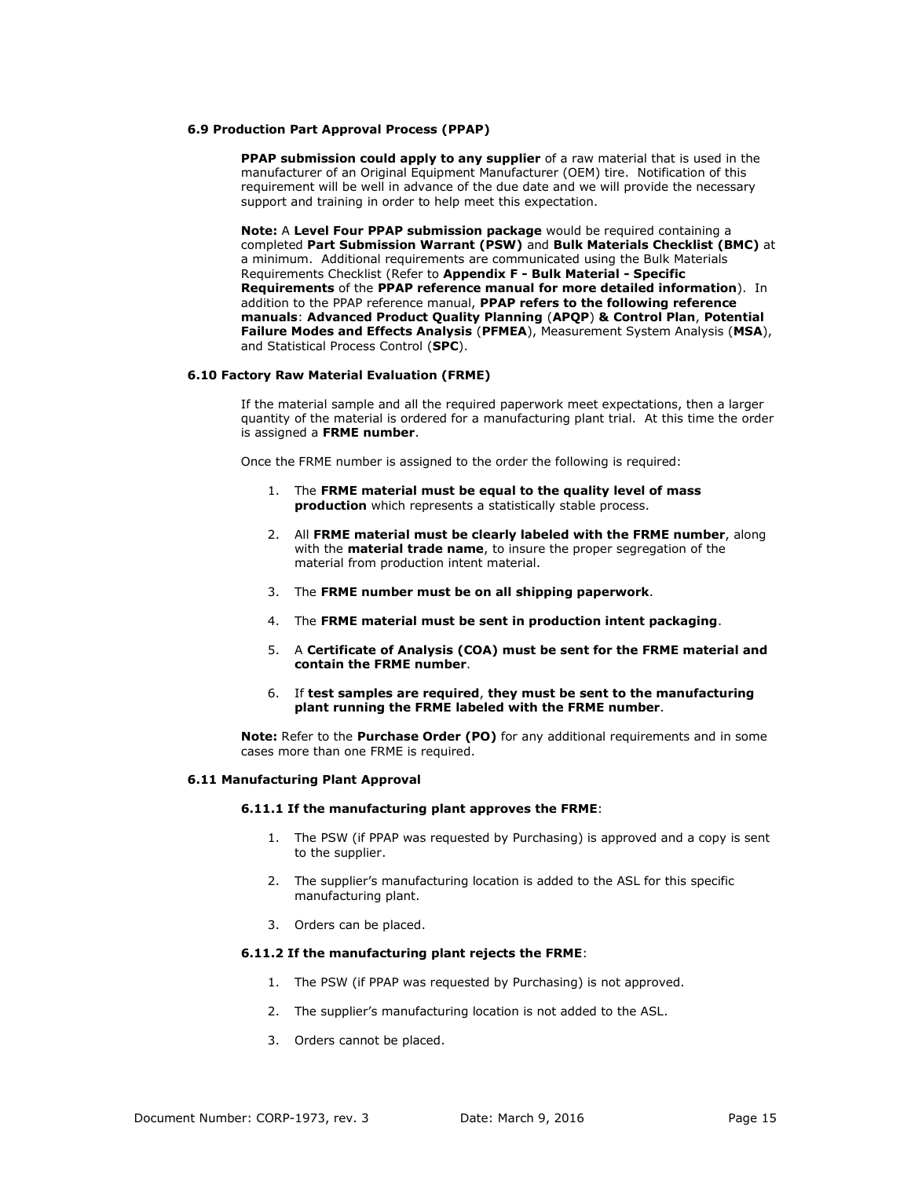### 6.9 Production Part Approval Process (PPAP)

**PPAP submission could apply to any supplier** of a raw material that is used in the manufacturer of an Original Equipment Manufacturer (OEM) tire. Notification of this requirement will be well in advance of the due date and we will provide the necessary support and training in order to help meet this expectation.

**Note:** A **Level Four PPAP submission package** would be required containing a completed **Part Submission Warrant (PSW)** and **Bulk Materials Checklist (BMC)** at a minimum. Additional requirements are communicated using the Bulk Materials Requirements Checklist (Refer to **Appendix F - Bulk Material - Specific Requirements** of the **PPAP reference manual for more detailed information**). In addition to the PPAP reference manual, **PPAP refers to the following reference manuals**: **Advanced Product Quality Planning** (**APQP**) **& Control Plan**, **Potential Failure Modes and Effects Analysis** (**PFMEA**), Measurement System Analysis (**MSA**), and Statistical Process Control (**SPC**).

### 6.10 Factory Raw Material Evaluation (FRME)

If the material sample and all the required paperwork meet expectations, then a larger quantity of the material is ordered for a manufacturing plant trial. At this time the order is assigned a **FRME number**.

Once the FRME number is assigned to the order the following is required:

1. The **FRME material must be equal to the quality level of mass production** which represents a statistically stable process.
2. All **FRME material must be clearly labeled with the FRME number**, along with the **material trade name**, to insure the proper segregation of the material from production intent material.
3. The **FRME number must be on all shipping paperwork**.
4. The **FRME material must be sent in production intent packaging**.
5. A **Certificate of Analysis (COA) must be sent for the FRME material and contain the FRME number**.
6. If **test samples are required**, **they must be sent to the manufacturing plant running the FRME labeled with the FRME number**.

**Note:** Refer to the **Purchase Order (PO)** for any additional requirements and in some cases more than one FRME is required.

### 6.11 Manufacturing Plant Approval

#### 6.11.1 If the manufacturing plant approves the FRME:

1. The PSW (if PPAP was requested by Purchasing) is approved and a copy is sent to the supplier.
2. The supplier's manufacturing location is added to the ASL for this specific manufacturing plant.
3. Orders can be placed.

#### 6.11.2 If the manufacturing plant rejects the FRME:

1. The PSW (if PPAP was requested by Purchasing) is not approved.
2. The supplier's manufacturing location is not added to the ASL.
3. Orders cannot be placed.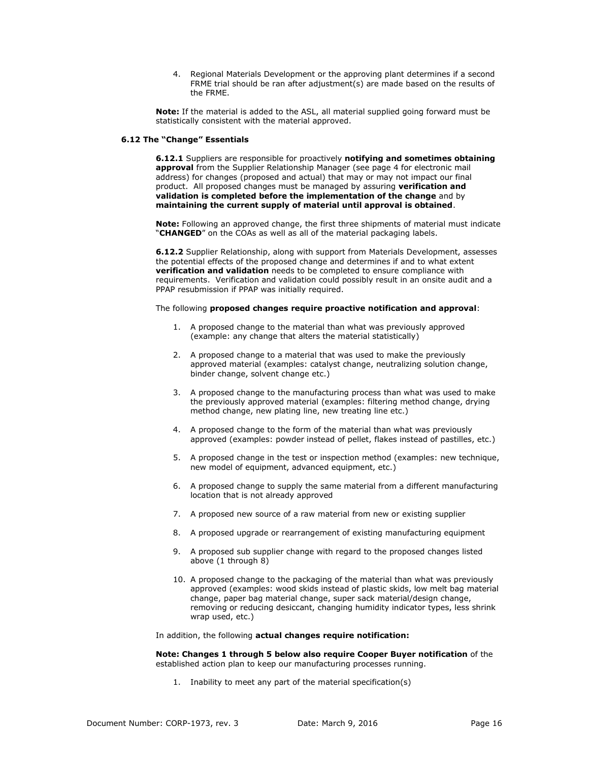4. Regional Materials Development or the approving plant determines if a second FRME trial should be ran after adjustment(s) are made based on the results of the FRME.

**Note:** If the material is added to the ASL, all material supplied going forward must be statistically consistent with the material approved.

### 6.12 The "Change" Essentials

**6.12.1** Suppliers are responsible for proactively **notifying and sometimes obtaining approval** from the Supplier Relationship Manager (see page 4 for electronic mail address) for changes (proposed and actual) that may or may not impact our final product. All proposed changes must be managed by assuring **verification and validation is completed before the implementation of the change** and by **maintaining the current supply of material until approval is obtained**.

**Note:** Following an approved change, the first three shipments of material must indicate "**CHANGED**" on the COAs as well as all of the material packaging labels.

**6.12.2** Supplier Relationship, along with support from Materials Development, assesses the potential effects of the proposed change and determines if and to what extent **verification and validation** needs to be completed to ensure compliance with requirements. Verification and validation could possibly result in an onsite audit and a PPAP resubmission if PPAP was initially required.

The following **proposed changes require proactive notification and approval**:

1. A proposed change to the material than what was previously approved (example: any change that alters the material statistically)
2. A proposed change to a material that was used to make the previously approved material (examples: catalyst change, neutralizing solution change, binder change, solvent change etc.)
3. A proposed change to the manufacturing process than what was used to make the previously approved material (examples: filtering method change, drying method change, new plating line, new treating line etc.)
4. A proposed change to the form of the material than what was previously approved (examples: powder instead of pellet, flakes instead of pastilles, etc.)
5. A proposed change in the test or inspection method (examples: new technique, new model of equipment, advanced equipment, etc.)
6. A proposed change to supply the same material from a different manufacturing location that is not already approved
7. A proposed new source of a raw material from new or existing supplier
8. A proposed upgrade or rearrangement of existing manufacturing equipment
9. A proposed sub supplier change with regard to the proposed changes listed above (1 through 8)
10. A proposed change to the packaging of the material than what was previously approved (examples: wood skids instead of plastic skids, low melt bag material change, paper bag material change, super sack material/design change, removing or reducing desiccant, changing humidity indicator types, less shrink wrap used, etc.)

In addition, the following **actual changes require notification:**

**Note: Changes 1 through 5 below also require Cooper Buyer notification** of the established action plan to keep our manufacturing processes running.

1. Inability to meet any part of the material specification(s)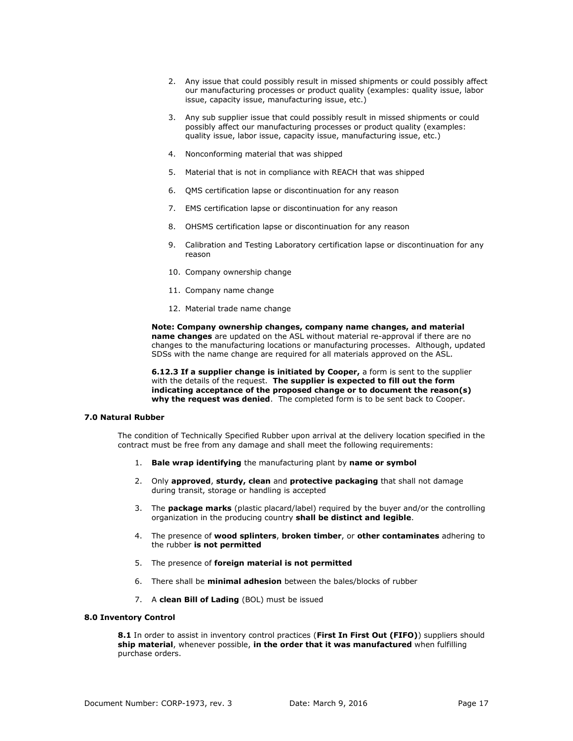2. Any issue that could possibly result in missed shipments or could possibly affect our manufacturing processes or product quality (examples: quality issue, labor issue, capacity issue, manufacturing issue, etc.)

3. Any sub supplier issue that could possibly result in missed shipments or could possibly affect our manufacturing processes or product quality (examples: quality issue, labor issue, capacity issue, manufacturing issue, etc.)

4. Nonconforming material that was shipped

5. Material that is not in compliance with REACH that was shipped

6. QMS certification lapse or discontinuation for any reason

7. EMS certification lapse or discontinuation for any reason

8. OHSMS certification lapse or discontinuation for any reason

9. Calibration and Testing Laboratory certification lapse or discontinuation for any reason

10. Company ownership change

11. Company name change

12. Material trade name change

**Note: Company ownership changes, company name changes, and material name changes** are updated on the ASL without material re-approval if there are no changes to the manufacturing locations or manufacturing processes. Although, updated SDSs with the name change are required for all materials approved on the ASL.

**6.12.3 If a supplier change is initiated by Cooper,** a form is sent to the supplier with the details of the request. **The supplier is expected to fill out the form indicating acceptance of the proposed change or to document the reason(s) why the request was denied**. The completed form is to be sent back to Cooper.

### 7.0 Natural Rubber

The condition of Technically Specified Rubber upon arrival at the delivery location specified in the contract must be free from any damage and shall meet the following requirements:

1. **Bale wrap identifying** the manufacturing plant by **name or symbol**

2. Only **approved**, **sturdy, clean** and **protective packaging** that shall not damage during transit, storage or handling is accepted

3. The **package marks** (plastic placard/label) required by the buyer and/or the controlling organization in the producing country **shall be distinct and legible**.

4. The presence of **wood splinters**, **broken timber**, or **other contaminates** adhering to the rubber **is not permitted**

5. The presence of **foreign material is not permitted**

6. There shall be **minimal adhesion** between the bales/blocks of rubber

7. A **clean Bill of Lading** (BOL) must be issued

### 8.0 Inventory Control

**8.1** In order to assist in inventory control practices (**First In First Out (FIFO)**) suppliers should **ship material**, whenever possible, **in the order that it was manufactured** when fulfilling purchase orders.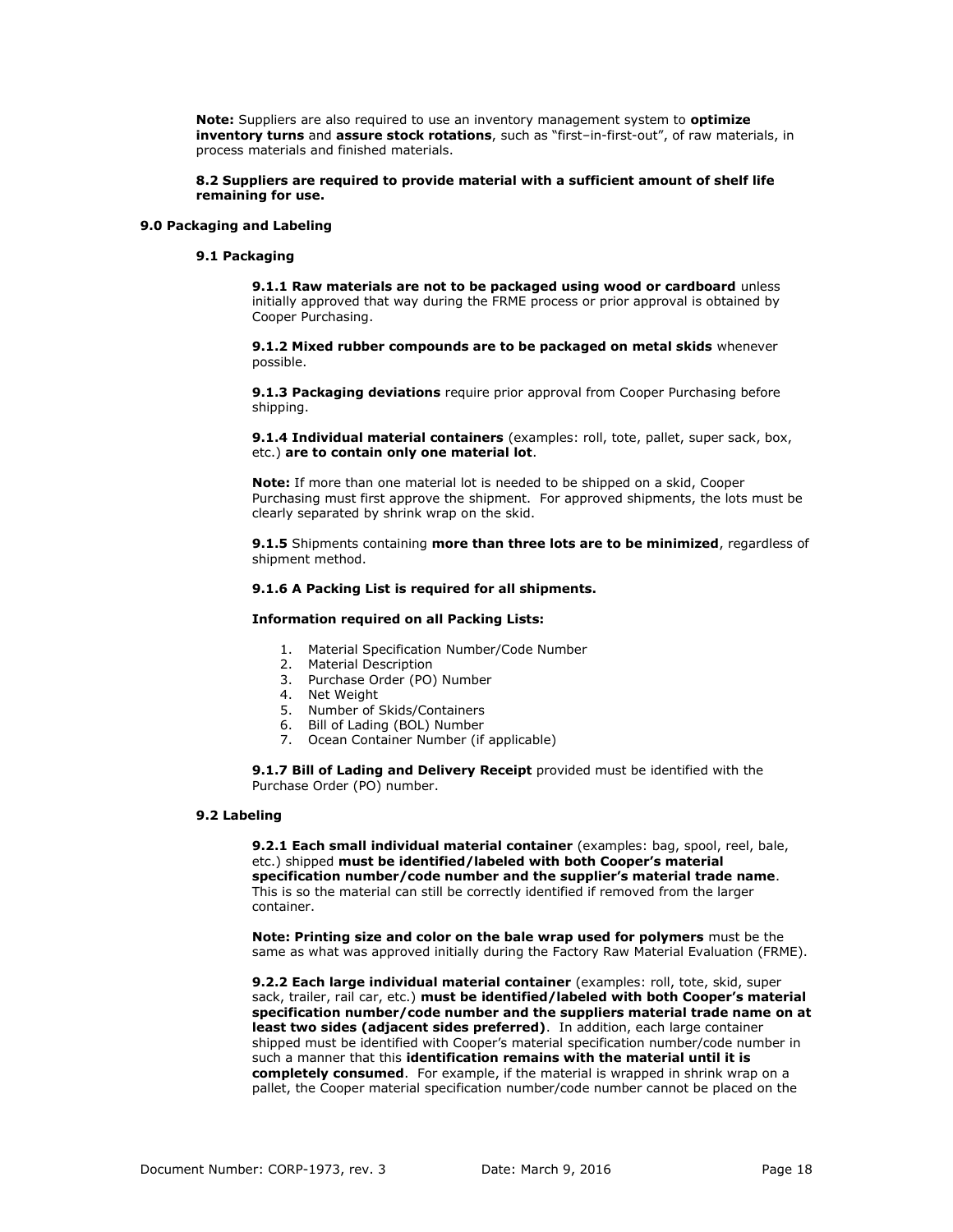**Note:** Suppliers are also required to use an inventory management system to **optimize inventory turns** and **assure stock rotations**, such as "first–in-first-out", of raw materials, in process materials and finished materials.

**8.2 Suppliers are required to provide material with a sufficient amount of shelf life remaining for use.**

## 9.0 Packaging and Labeling

### 9.1 Packaging

**9.1.1 Raw materials are not to be packaged using wood or cardboard** unless initially approved that way during the FRME process or prior approval is obtained by Cooper Purchasing.

**9.1.2 Mixed rubber compounds are to be packaged on metal skids** whenever possible.

**9.1.3 Packaging deviations** require prior approval from Cooper Purchasing before shipping.

**9.1.4 Individual material containers** (examples: roll, tote, pallet, super sack, box, etc.) **are to contain only one material lot**.

**Note:** If more than one material lot is needed to be shipped on a skid, Cooper Purchasing must first approve the shipment. For approved shipments, the lots must be clearly separated by shrink wrap on the skid.

**9.1.5** Shipments containing **more than three lots are to be minimized**, regardless of shipment method.

**9.1.6 A Packing List is required for all shipments.**

**Information required on all Packing Lists:**

1. Material Specification Number/Code Number
2. Material Description
3. Purchase Order (PO) Number
4. Net Weight
5. Number of Skids/Containers
6. Bill of Lading (BOL) Number
7. Ocean Container Number (if applicable)

**9.1.7 Bill of Lading and Delivery Receipt** provided must be identified with the Purchase Order (PO) number.

### 9.2 Labeling

**9.2.1 Each small individual material container** (examples: bag, spool, reel, bale, etc.) shipped **must be identified/labeled with both Cooper's material specification number/code number and the supplier's material trade name**. This is so the material can still be correctly identified if removed from the larger container.

**Note: Printing size and color on the bale wrap used for polymers** must be the same as what was approved initially during the Factory Raw Material Evaluation (FRME).

**9.2.2 Each large individual material container** (examples: roll, tote, skid, super sack, trailer, rail car, etc.) **must be identified/labeled with both Cooper's material specification number/code number and the suppliers material trade name on at least two sides (adjacent sides preferred)**. In addition, each large container shipped must be identified with Cooper's material specification number/code number in such a manner that this **identification remains with the material until it is completely consumed**. For example, if the material is wrapped in shrink wrap on a pallet, the Cooper material specification number/code number cannot be placed on the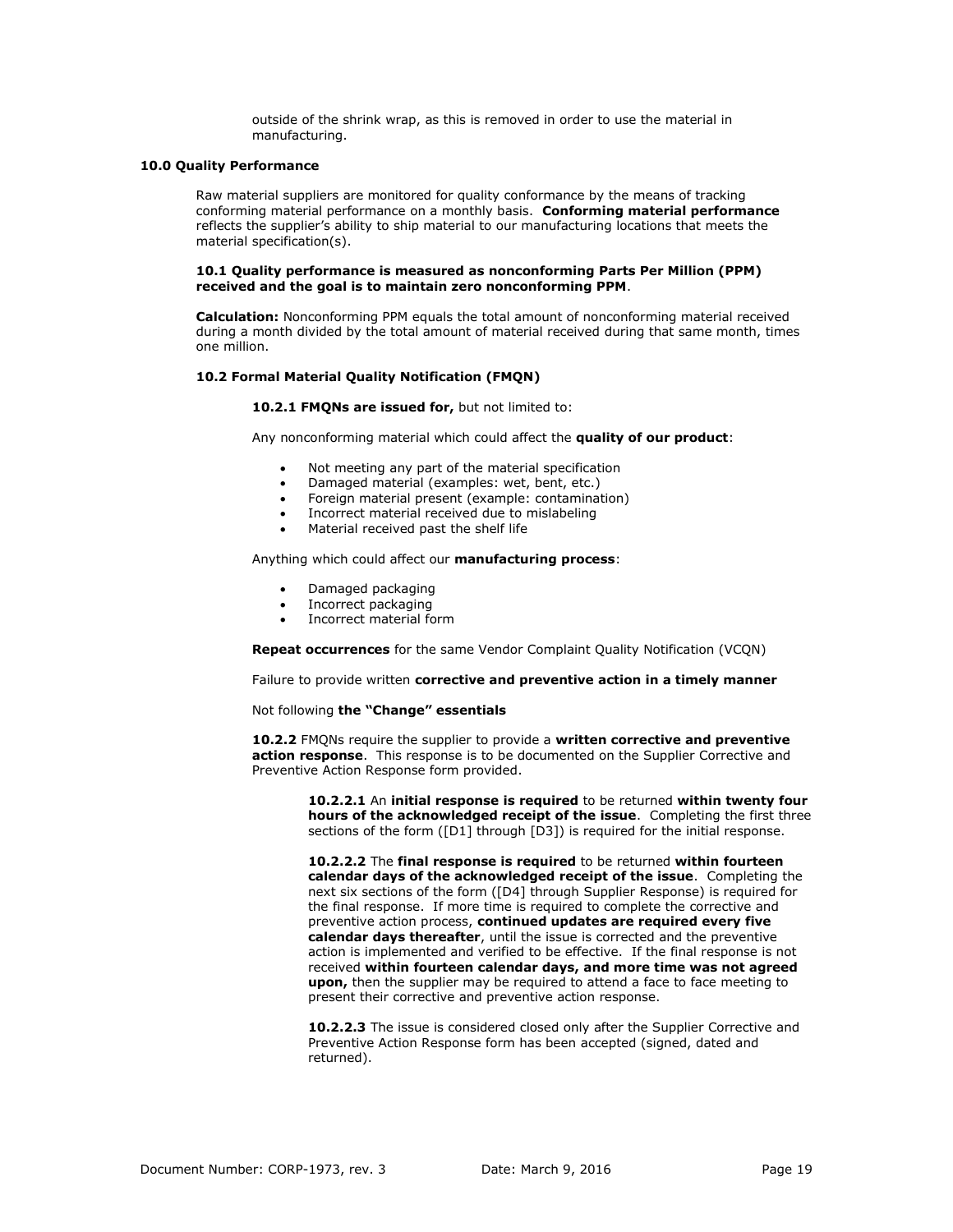outside of the shrink wrap, as this is removed in order to use the material in manufacturing.

## 10.0 Quality Performance

Raw material suppliers are monitored for quality conformance by the means of tracking conforming material performance on a monthly basis. **Conforming material performance** reflects the supplier's ability to ship material to our manufacturing locations that meets the material specification(s).

### 10.1 Quality performance is measured as nonconforming Parts Per Million (PPM) received and the goal is to maintain zero nonconforming PPM.

**Calculation:** Nonconforming PPM equals the total amount of nonconforming material received during a month divided by the total amount of material received during that same month, times one million.

### 10.2 Formal Material Quality Notification (FMQN)

**10.2.1 FMQNs are issued for,** but not limited to:

Any nonconforming material which could affect the **quality of our product**:

- Not meeting any part of the material specification
- Damaged material (examples: wet, bent, etc.)
- Foreign material present (example: contamination)
- Incorrect material received due to mislabeling
- Material received past the shelf life

Anything which could affect our **manufacturing process**:

- Damaged packaging
- Incorrect packaging
- Incorrect material form

**Repeat occurrences** for the same Vendor Complaint Quality Notification (VCQN)

Failure to provide written **corrective and preventive action in a timely manner**

Not following **the "Change" essentials**

**10.2.2** FMQNs require the supplier to provide a **written corrective and preventive action response**. This response is to be documented on the Supplier Corrective and Preventive Action Response form provided.

**10.2.2.1** An **initial response is required** to be returned **within twenty four hours of the acknowledged receipt of the issue**. Completing the first three sections of the form ([D1] through [D3]) is required for the initial response.

**10.2.2.2** The **final response is required** to be returned **within fourteen calendar days of the acknowledged receipt of the issue**. Completing the next six sections of the form ([D4] through Supplier Response) is required for the final response. If more time is required to complete the corrective and preventive action process, **continued updates are required every five calendar days thereafter**, until the issue is corrected and the preventive action is implemented and verified to be effective. If the final response is not received **within fourteen calendar days, and more time was not agreed upon,** then the supplier may be required to attend a face to face meeting to present their corrective and preventive action response.

**10.2.2.3** The issue is considered closed only after the Supplier Corrective and Preventive Action Response form has been accepted (signed, dated and returned).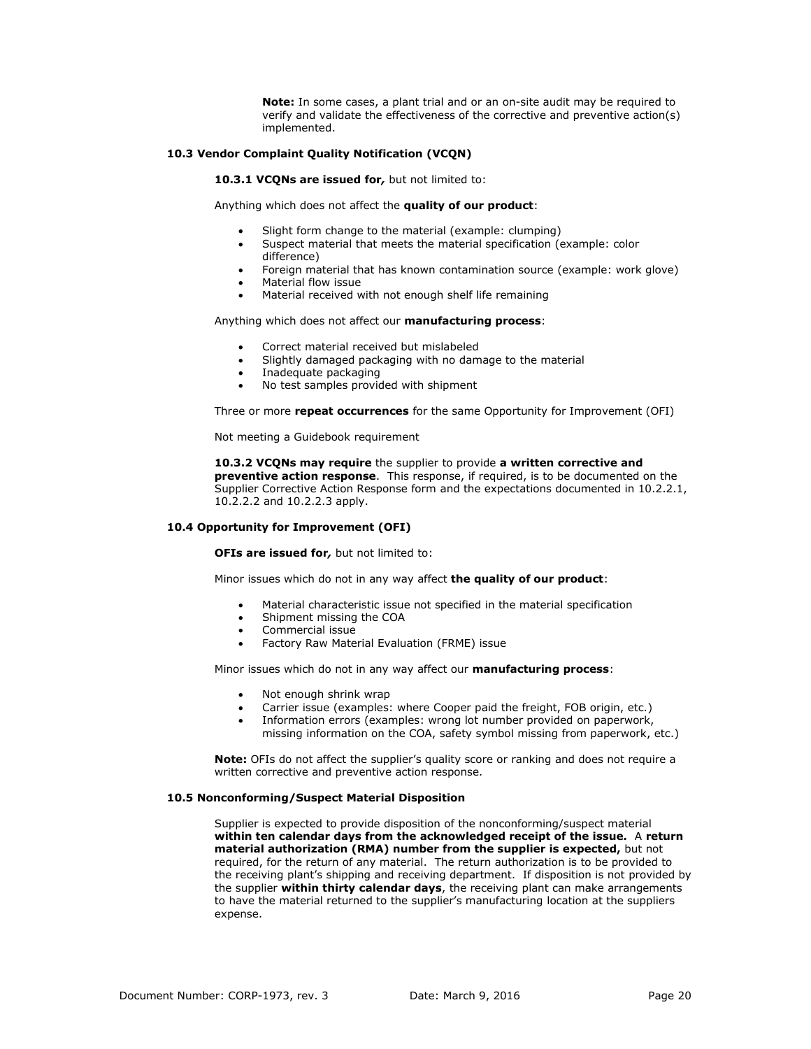**Note:** In some cases, a plant trial and or an on-site audit may be required to verify and validate the effectiveness of the corrective and preventive action(s) implemented.

### 10.3 Vendor Complaint Quality Notification (VCQN)

**10.3.1 VCQNs are issued for***,* but not limited to:

Anything which does not affect the **quality of our product**:

- Slight form change to the material (example: clumping)
- Suspect material that meets the material specification (example: color difference)
- Foreign material that has known contamination source (example: work glove)
- Material flow issue
- Material received with not enough shelf life remaining

Anything which does not affect our **manufacturing process**:

- Correct material received but mislabeled
- Slightly damaged packaging with no damage to the material
- Inadequate packaging
- No test samples provided with shipment

Three or more **repeat occurrences** for the same Opportunity for Improvement (OFI)

Not meeting a Guidebook requirement

**10.3.2 VCQNs may require** the supplier to provide **a written corrective and preventive action response**. This response, if required, is to be documented on the Supplier Corrective Action Response form and the expectations documented in 10.2.2.1, 10.2.2.2 and 10.2.2.3 apply.

### 10.4 Opportunity for Improvement (OFI)

**OFIs are issued for***,* but not limited to:

Minor issues which do not in any way affect **the quality of our product**:

- Material characteristic issue not specified in the material specification
- Shipment missing the COA
- Commercial issue
- Factory Raw Material Evaluation (FRME) issue

Minor issues which do not in any way affect our **manufacturing process**:

- Not enough shrink wrap
- Carrier issue (examples: where Cooper paid the freight, FOB origin, etc.)
- Information errors (examples: wrong lot number provided on paperwork, missing information on the COA, safety symbol missing from paperwork, etc.)

**Note:** OFIs do not affect the supplier's quality score or ranking and does not require a written corrective and preventive action response.

### 10.5 Nonconforming/Suspect Material Disposition

Supplier is expected to provide disposition of the nonconforming/suspect material **within ten calendar days from the acknowledged receipt of the issue***.* A **return material authorization (RMA) number from the supplier is expected,** but not required, for the return of any material. The return authorization is to be provided to the receiving plant's shipping and receiving department. If disposition is not provided by the supplier **within thirty calendar days**, the receiving plant can make arrangements to have the material returned to the supplier's manufacturing location at the suppliers expense.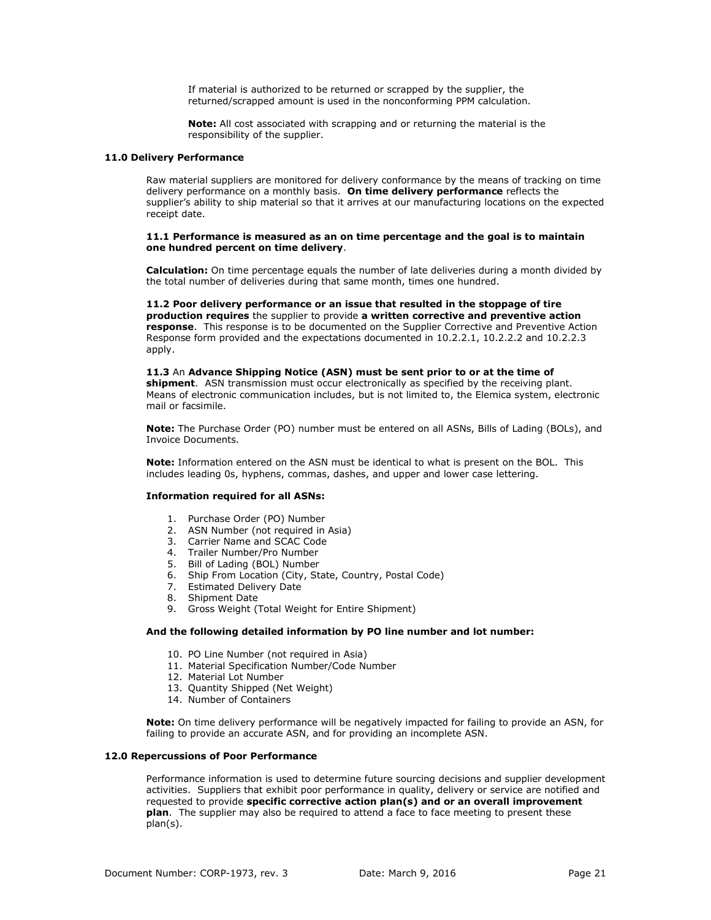If material is authorized to be returned or scrapped by the supplier, the returned/scrapped amount is used in the nonconforming PPM calculation.

**Note:** All cost associated with scrapping and or returning the material is the responsibility of the supplier.

## 11.0 Delivery Performance

Raw material suppliers are monitored for delivery conformance by the means of tracking on time delivery performance on a monthly basis. **On time delivery performance** reflects the supplier's ability to ship material so that it arrives at our manufacturing locations on the expected receipt date.

**11.1 Performance is measured as an on time percentage and the goal is to maintain one hundred percent on time delivery**.

**Calculation:** On time percentage equals the number of late deliveries during a month divided by the total number of deliveries during that same month, times one hundred.

**11.2 Poor delivery performance or an issue that resulted in the stoppage of tire production requires** the supplier to provide **a written corrective and preventive action response**. This response is to be documented on the Supplier Corrective and Preventive Action Response form provided and the expectations documented in 10.2.2.1, 10.2.2.2 and 10.2.2.3 apply.

**11.3** An **Advance Shipping Notice (ASN) must be sent prior to or at the time of shipment**. ASN transmission must occur electronically as specified by the receiving plant. Means of electronic communication includes, but is not limited to, the Elemica system, electronic mail or facsimile.

**Note:** The Purchase Order (PO) number must be entered on all ASNs, Bills of Lading (BOLs), and Invoice Documents.

**Note:** Information entered on the ASN must be identical to what is present on the BOL. This includes leading 0s, hyphens, commas, dashes, and upper and lower case lettering.

**Information required for all ASNs:**

1. Purchase Order (PO) Number
2. ASN Number (not required in Asia)
3. Carrier Name and SCAC Code
4. Trailer Number/Pro Number
5. Bill of Lading (BOL) Number
6. Ship From Location (City, State, Country, Postal Code)
7. Estimated Delivery Date
8. Shipment Date
9. Gross Weight (Total Weight for Entire Shipment)

**And the following detailed information by PO line number and lot number:**

10. PO Line Number (not required in Asia)
11. Material Specification Number/Code Number
12. Material Lot Number
13. Quantity Shipped (Net Weight)
14. Number of Containers

**Note:** On time delivery performance will be negatively impacted for failing to provide an ASN, for failing to provide an accurate ASN, and for providing an incomplete ASN.

## 12.0 Repercussions of Poor Performance

Performance information is used to determine future sourcing decisions and supplier development activities. Suppliers that exhibit poor performance in quality, delivery or service are notified and requested to provide **specific corrective action plan(s) and or an overall improvement plan**. The supplier may also be required to attend a face to face meeting to present these plan(s).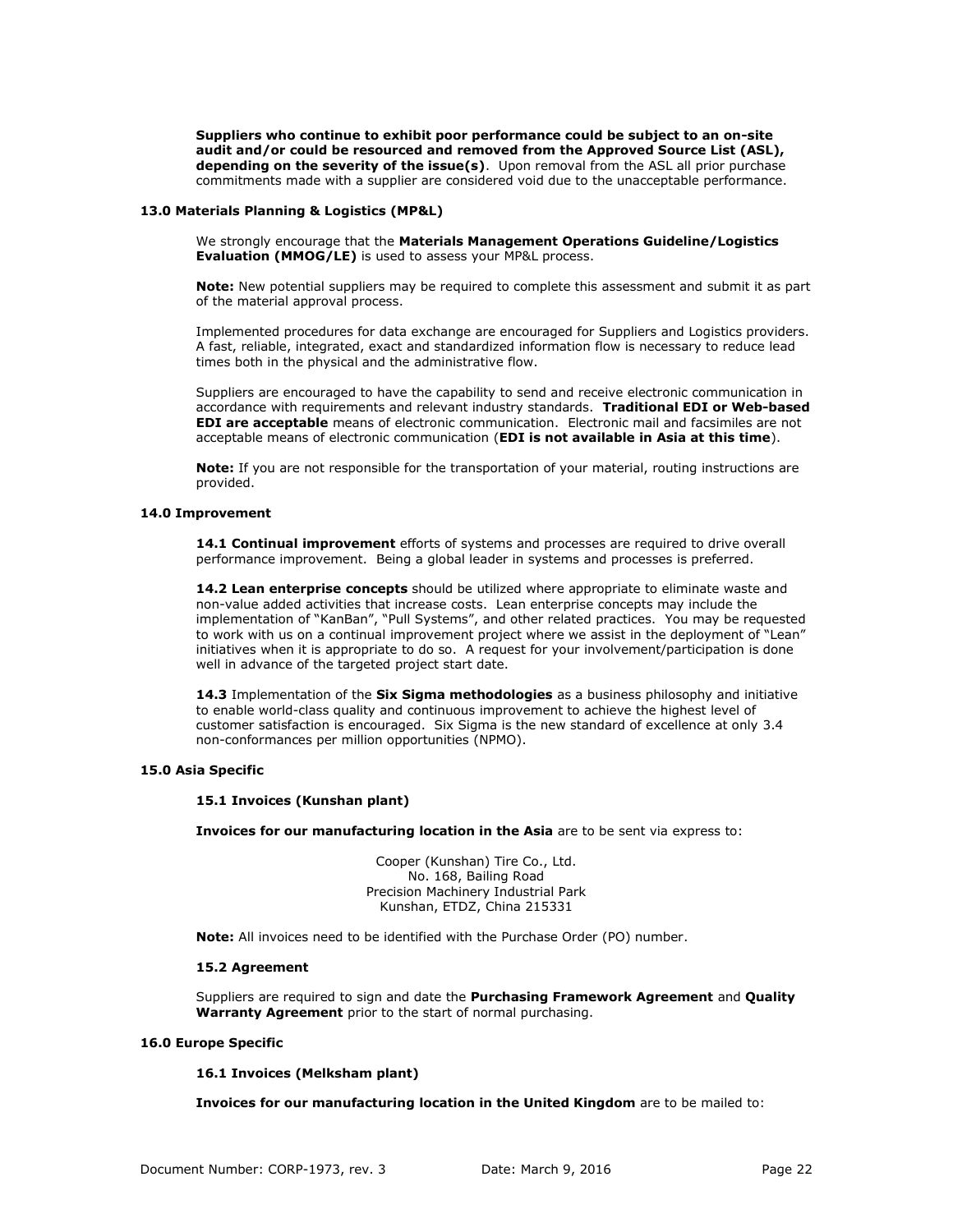**Suppliers who continue to exhibit poor performance could be subject to an on-site audit and/or could be resourced and removed from the Approved Source List (ASL), depending on the severity of the issue(s)**. Upon removal from the ASL all prior purchase commitments made with a supplier are considered void due to the unacceptable performance.

### 13.0 Materials Planning & Logistics (MP&L)

We strongly encourage that the **Materials Management Operations Guideline/Logistics Evaluation (MMOG/LE)** is used to assess your MP&L process.

**Note:** New potential suppliers may be required to complete this assessment and submit it as part of the material approval process.

Implemented procedures for data exchange are encouraged for Suppliers and Logistics providers. A fast, reliable, integrated, exact and standardized information flow is necessary to reduce lead times both in the physical and the administrative flow.

Suppliers are encouraged to have the capability to send and receive electronic communication in accordance with requirements and relevant industry standards. **Traditional EDI or Web-based EDI are acceptable** means of electronic communication. Electronic mail and facsimiles are not acceptable means of electronic communication (**EDI is not available in Asia at this time**).

**Note:** If you are not responsible for the transportation of your material, routing instructions are provided.

### 14.0 Improvement

**14.1 Continual improvement** efforts of systems and processes are required to drive overall performance improvement. Being a global leader in systems and processes is preferred.

**14.2 Lean enterprise concepts** should be utilized where appropriate to eliminate waste and non-value added activities that increase costs. Lean enterprise concepts may include the implementation of "KanBan", "Pull Systems", and other related practices. You may be requested to work with us on a continual improvement project where we assist in the deployment of "Lean" initiatives when it is appropriate to do so. A request for your involvement/participation is done well in advance of the targeted project start date.

**14.3** Implementation of the **Six Sigma methodologies** as a business philosophy and initiative to enable world-class quality and continuous improvement to achieve the highest level of customer satisfaction is encouraged. Six Sigma is the new standard of excellence at only 3.4 non-conformances per million opportunities (NPMO).

### 15.0 Asia Specific

#### 15.1 Invoices (Kunshan plant)

**Invoices for our manufacturing location in the Asia** are to be sent via express to:

Cooper (Kunshan) Tire Co., Ltd.
No. 168, Bailing Road
Precision Machinery Industrial Park
Kunshan, ETDZ, China 215331

**Note:** All invoices need to be identified with the Purchase Order (PO) number.

#### 15.2 Agreement

Suppliers are required to sign and date the **Purchasing Framework Agreement** and **Quality Warranty Agreement** prior to the start of normal purchasing.

### 16.0 Europe Specific

#### 16.1 Invoices (Melksham plant)

**Invoices for our manufacturing location in the United Kingdom** are to be mailed to: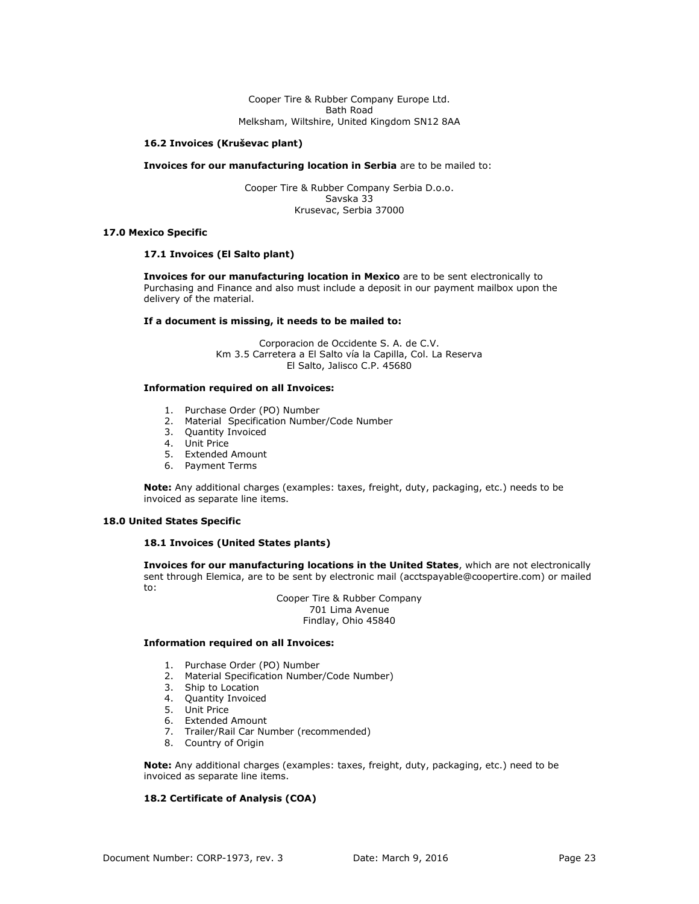Cooper Tire & Rubber Company Europe Ltd.
Bath Road
Melksham, Wiltshire, United Kingdom SN12 8AA

### 16.2 Invoices (Kruševac plant)

**Invoices for our manufacturing location in Serbia** are to be mailed to:

Cooper Tire & Rubber Company Serbia D.o.o.
Savska 33
Krusevac, Serbia 37000

## 17.0 Mexico Specific

### 17.1 Invoices (El Salto plant)

**Invoices for our manufacturing location in Mexico** are to be sent electronically to Purchasing and Finance and also must include a deposit in our payment mailbox upon the delivery of the material.

**If a document is missing, it needs to be mailed to:**

Corporacion de Occidente S. A. de C.V.
Km 3.5 Carretera a El Salto vía la Capilla, Col. La Reserva
El Salto, Jalisco C.P. 45680

**Information required on all Invoices:**

1. Purchase Order (PO) Number
2. Material Specification Number/Code Number
3. Quantity Invoiced
4. Unit Price
5. Extended Amount
6. Payment Terms

**Note:** Any additional charges (examples: taxes, freight, duty, packaging, etc.) needs to be invoiced as separate line items.

## 18.0 United States Specific

### 18.1 Invoices (United States plants)

**Invoices for our manufacturing locations in the United States**, which are not electronically sent through Elemica, are to be sent by electronic mail (acctspayable@coopertire.com) or mailed to:

Cooper Tire & Rubber Company
701 Lima Avenue
Findlay, Ohio 45840

**Information required on all Invoices:**

1. Purchase Order (PO) Number
2. Material Specification Number/Code Number)
3. Ship to Location
4. Quantity Invoiced
5. Unit Price
6. Extended Amount
7. Trailer/Rail Car Number (recommended)
8. Country of Origin

**Note:** Any additional charges (examples: taxes, freight, duty, packaging, etc.) need to be invoiced as separate line items.

### 18.2 Certificate of Analysis (COA)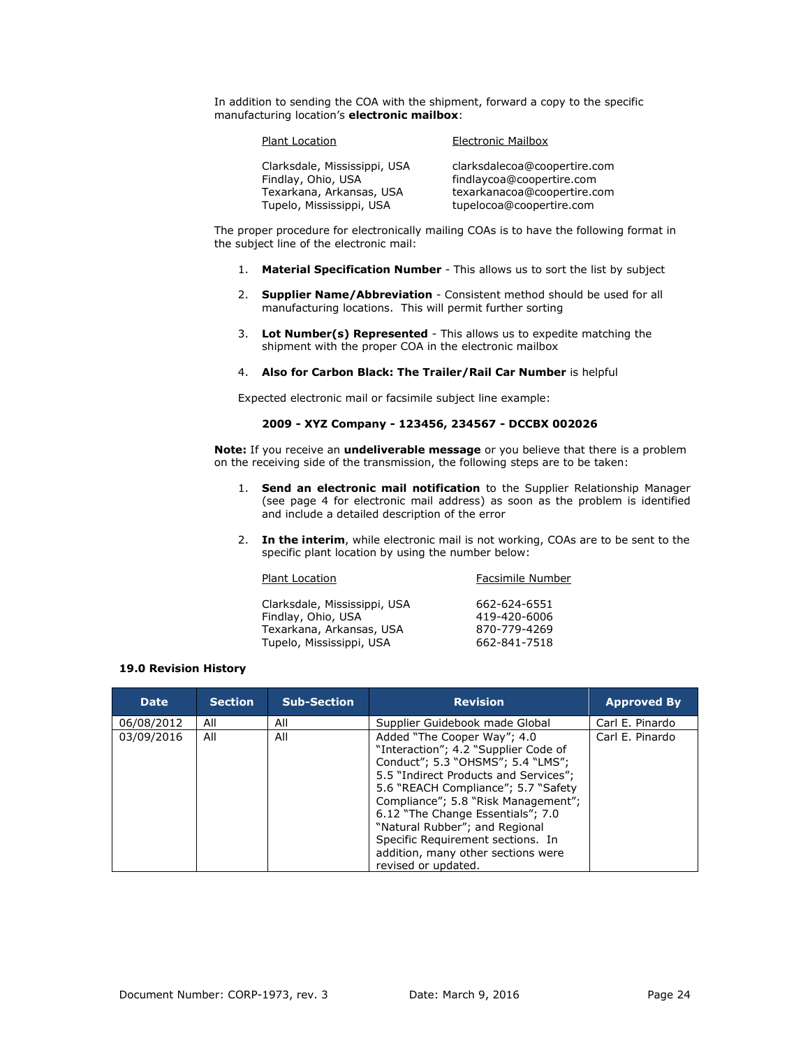In addition to sending the COA with the shipment, forward a copy to the specific manufacturing location's **electronic mailbox**:

| Plant Location | Electronic Mailbox |
|---|---|
| Clarksdale, Mississippi, USA | clarksdalecoa@coopertire.com |
| Findlay, Ohio, USA | findlaycoa@coopertire.com |
| Texarkana, Arkansas, USA | texarkanacoa@coopertire.com |
| Tupelo, Mississippi, USA | tupelocoa@coopertire.com |

The proper procedure for electronically mailing COAs is to have the following format in the subject line of the electronic mail:

1. **Material Specification Number** - This allows us to sort the list by subject
2. **Supplier Name/Abbreviation** - Consistent method should be used for all manufacturing locations. This will permit further sorting
3. **Lot Number(s) Represented** - This allows us to expedite matching the shipment with the proper COA in the electronic mailbox
4. **Also for Carbon Black: The Trailer/Rail Car Number** is helpful

Expected electronic mail or facsimile subject line example:

**2009 - XYZ Company - 123456, 234567 - DCCBX 002026**

**Note:** If you receive an **undeliverable message** or you believe that there is a problem on the receiving side of the transmission, the following steps are to be taken:

1. **Send an electronic mail notification** to the Supplier Relationship Manager (see page 4 for electronic mail address) as soon as the problem is identified and include a detailed description of the error
2. **In the interim**, while electronic mail is not working, COAs are to be sent to the specific plant location by using the number below:

| Plant Location | Facsimile Number |
|---|---|
| Clarksdale, Mississippi, USA | 662-624-6551 |
| Findlay, Ohio, USA | 419-420-6006 |
| Texarkana, Arkansas, USA | 870-779-4269 |
| Tupelo, Mississippi, USA | 662-841-7518 |

### 19.0 Revision History

| Date | Section | Sub-Section | Revision | Approved By |
|---|---|---|---|---|
| 06/08/2012 | All | All | Supplier Guidebook made Global | Carl E. Pinardo |
| 03/09/2016 | All | All | Added "The Cooper Way"; 4.0 "Interaction"; 4.2 "Supplier Code of Conduct"; 5.3 "OHSMS"; 5.4 "LMS"; 5.5 "Indirect Products and Services"; 5.6 "REACH Compliance"; 5.7 "Safety Compliance"; 5.8 "Risk Management"; 6.12 "The Change Essentials"; 7.0 "Natural Rubber"; and Regional Specific Requirement sections. In addition, many other sections were revised or updated. | Carl E. Pinardo |